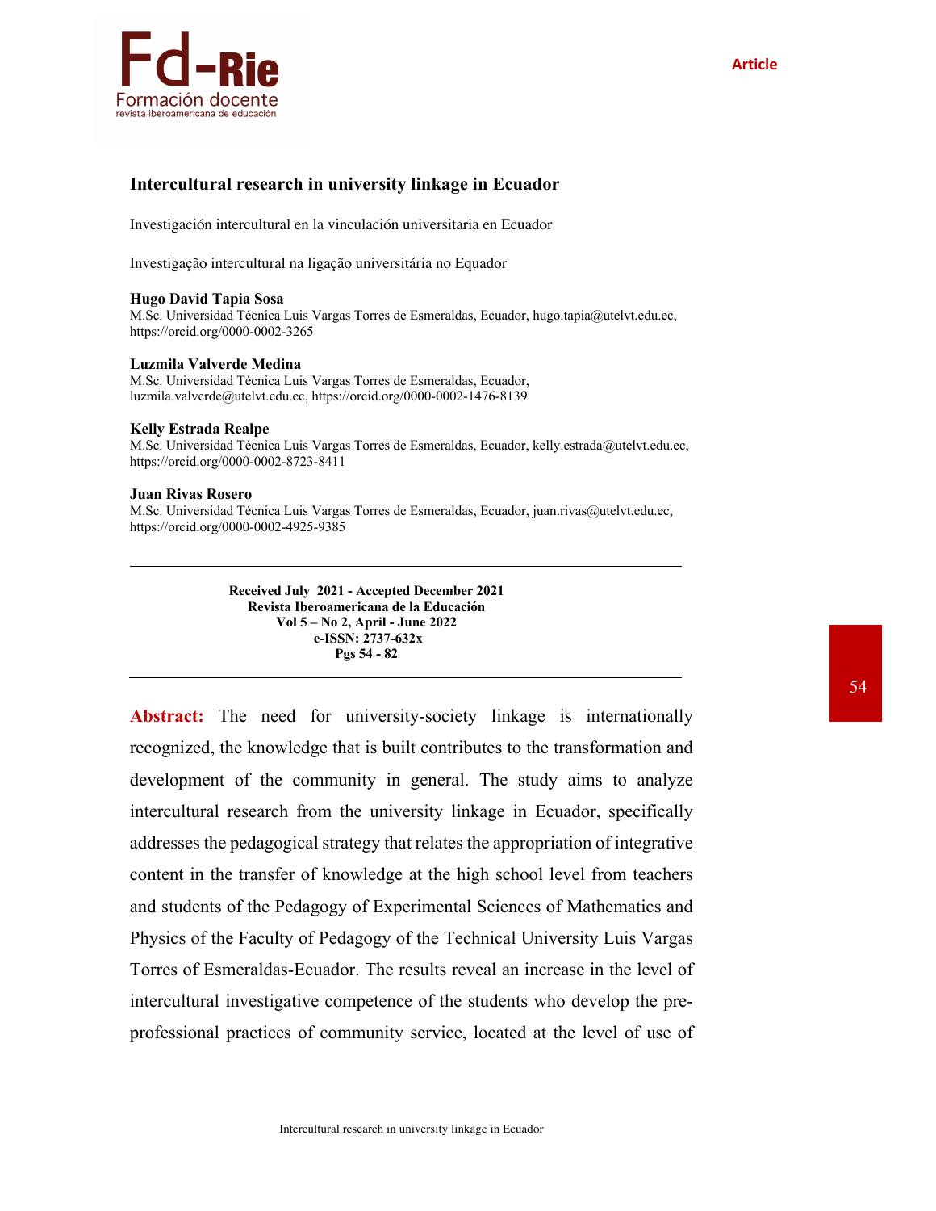Article

# Intercultural research in university linkage in Ecuador

Investigación intercultural en la vinculación universitaria en Ecuador

Investigação intercultural na ligação universitária no Equador

**Hugo David Tapia Sosa**
M.Sc. Universidad Técnica Luis Vargas Torres de Esmeraldas, Ecuador, hugo.tapia@utelvt.edu.ec, https://orcid.org/0000-0002-3265

**Luzmila Valverde Medina**
M.Sc. Universidad Técnica Luis Vargas Torres de Esmeraldas, Ecuador, luzmila.valverde@utelvt.edu.ec, https://orcid.org/0000-0002-1476-8139

**Kelly Estrada Realpe**
M.Sc. Universidad Técnica Luis Vargas Torres de Esmeraldas, Ecuador, kelly.estrada@utelvt.edu.ec, https://orcid.org/0000-0002-8723-8411

**Juan Rivas Rosero**
M.Sc. Universidad Técnica Luis Vargas Torres de Esmeraldas, Ecuador, juan.rivas@utelvt.edu.ec, https://orcid.org/0000-0002-4925-9385

---

**Received July 2021 - Accepted December 2021**
**Revista Iberoamericana de la Educación**
**Vol 5 – No 2, April - June 2022**
**e-ISSN: 2737-632x**
**Pgs 54 - 82**

---

**Abstract:** The need for university-society linkage is internationally recognized, the knowledge that is built contributes to the transformation and development of the community in general. The study aims to analyze intercultural research from the university linkage in Ecuador, specifically addresses the pedagogical strategy that relates the appropriation of integrative content in the transfer of knowledge at the high school level from teachers and students of the Pedagogy of Experimental Sciences of Mathematics and Physics of the Faculty of Pedagogy of the Technical University Luis Vargas Torres of Esmeraldas-Ecuador. The results reveal an increase in the level of intercultural investigative competence of the students who develop the pre-professional practices of community service, located at the level of use of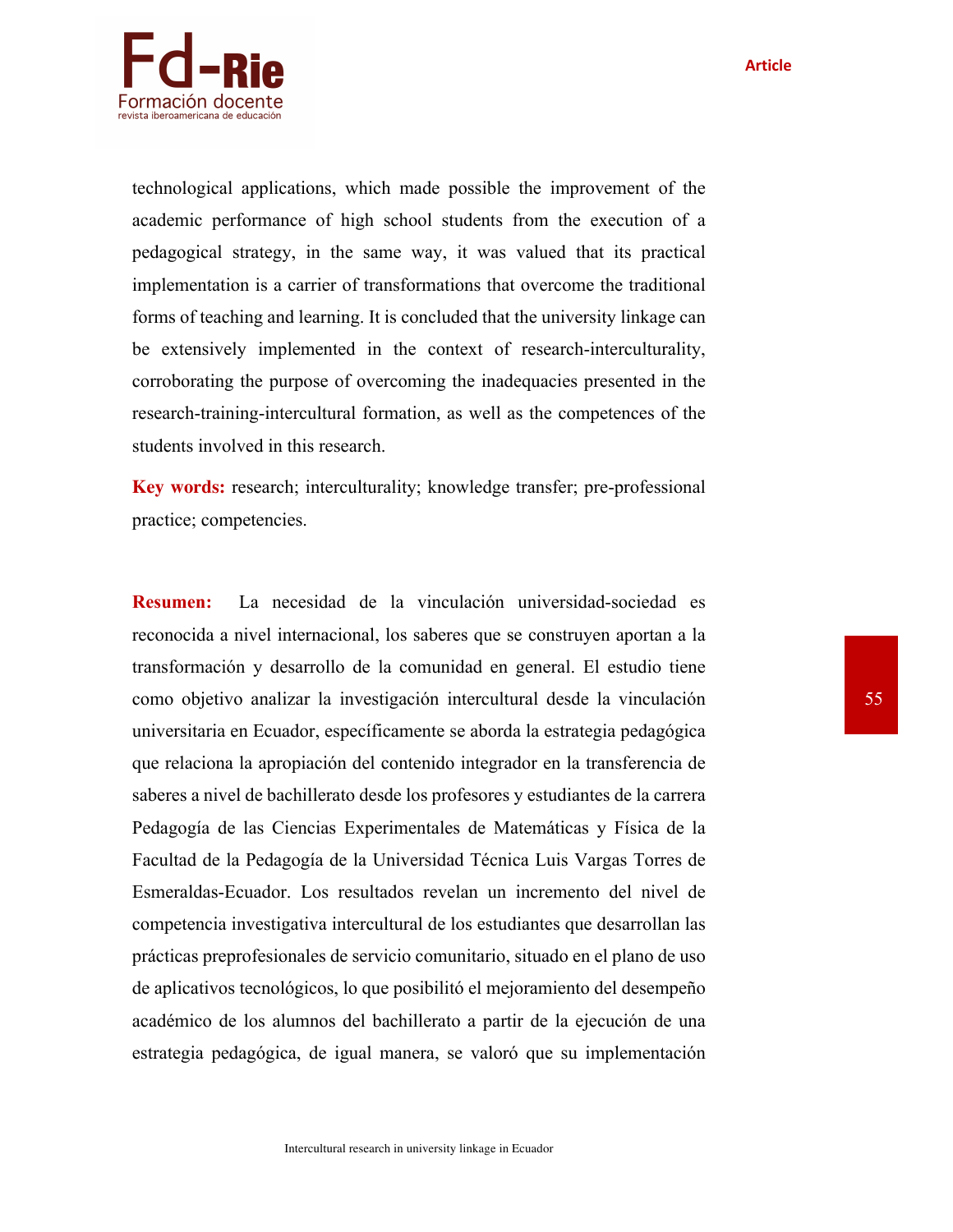technological applications, which made possible the improvement of the academic performance of high school students from the execution of a pedagogical strategy, in the same way, it was valued that its practical implementation is a carrier of transformations that overcome the traditional forms of teaching and learning. It is concluded that the university linkage can be extensively implemented in the context of research-interculturality, corroborating the purpose of overcoming the inadequacies presented in the research-training-intercultural formation, as well as the competences of the students involved in this research.

**Key words:** research; interculturality; knowledge transfer; pre-professional practice; competencies.

**Resumen:** La necesidad de la vinculación universidad-sociedad es reconocida a nivel internacional, los saberes que se construyen aportan a la transformación y desarrollo de la comunidad en general. El estudio tiene como objetivo analizar la investigación intercultural desde la vinculación universitaria en Ecuador, específicamente se aborda la estrategia pedagógica que relaciona la apropiación del contenido integrador en la transferencia de saberes a nivel de bachillerato desde los profesores y estudiantes de la carrera Pedagogía de las Ciencias Experimentales de Matemáticas y Física de la Facultad de la Pedagogía de la Universidad Técnica Luis Vargas Torres de Esmeraldas-Ecuador. Los resultados revelan un incremento del nivel de competencia investigativa intercultural de los estudiantes que desarrollan las prácticas preprofesionales de servicio comunitario, situado en el plano de uso de aplicativos tecnológicos, lo que posibilitó el mejoramiento del desempeño académico de los alumnos del bachillerato a partir de la ejecución de una estrategia pedagógica, de igual manera, se valoró que su implementación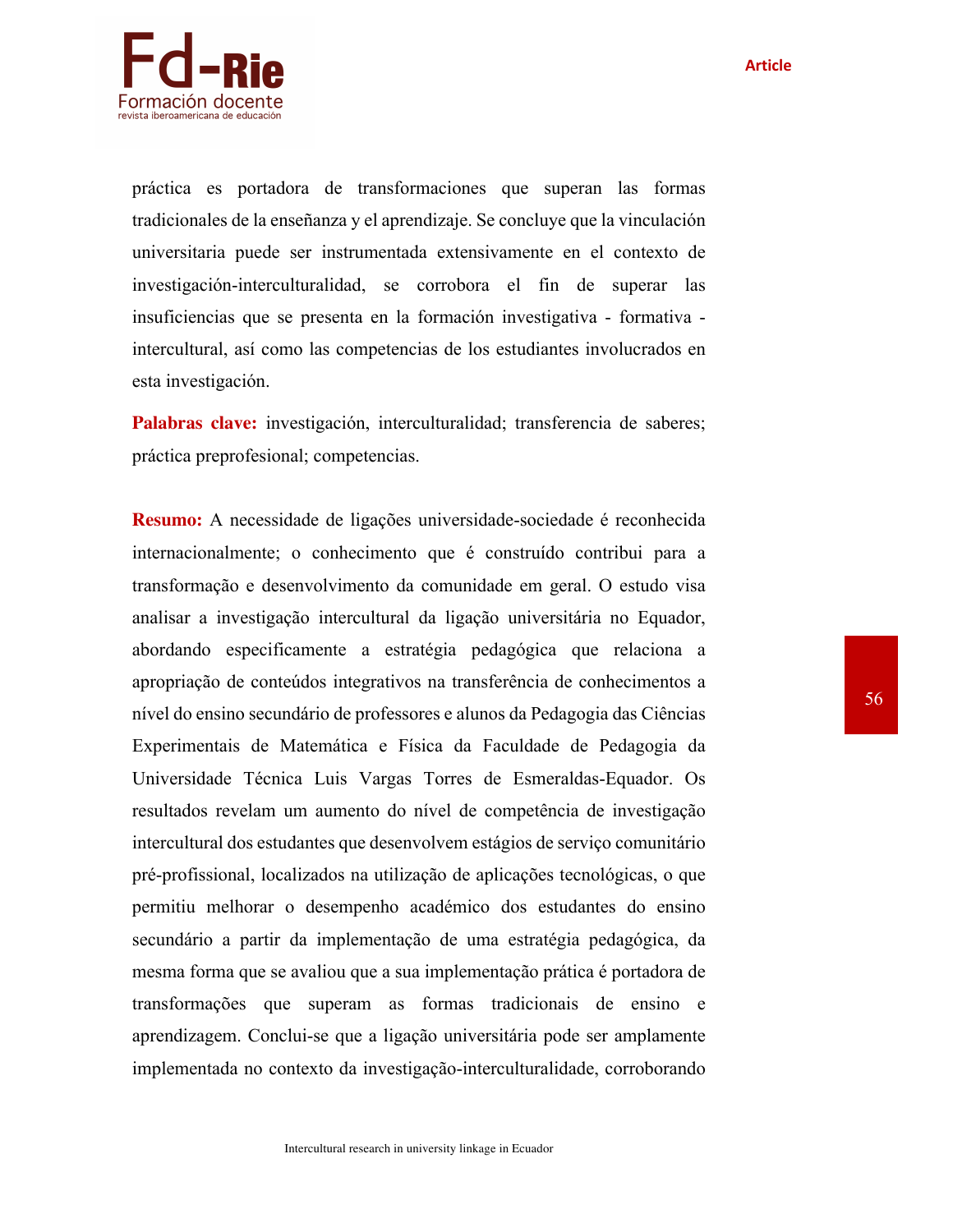práctica es portadora de transformaciones que superan las formas tradicionales de la enseñanza y el aprendizaje. Se concluye que la vinculación universitaria puede ser instrumentada extensivamente en el contexto de investigación-interculturalidad, se corrobora el fin de superar las insuficiencias que se presenta en la formación investigativa - formativa - intercultural, así como las competencias de los estudiantes involucrados en esta investigación.

**Palabras clave:** investigación, interculturalidad; transferencia de saberes; práctica preprofesional; competencias.

**Resumo:** A necessidade de ligações universidade-sociedade é reconhecida internacionalmente; o conhecimento que é construído contribui para a transformação e desenvolvimento da comunidade em geral. O estudo visa analisar a investigação intercultural da ligação universitária no Equador, abordando especificamente a estratégia pedagógica que relaciona a apropriação de conteúdos integrativos na transferência de conhecimentos a nível do ensino secundário de professores e alunos da Pedagogia das Ciências Experimentais de Matemática e Física da Faculdade de Pedagogia da Universidade Técnica Luis Vargas Torres de Esmeraldas-Equador. Os resultados revelam um aumento do nível de competência de investigação intercultural dos estudantes que desenvolvem estágios de serviço comunitário pré-profissional, localizados na utilização de aplicações tecnológicas, o que permitiu melhorar o desempenho académico dos estudantes do ensino secundário a partir da implementação de uma estratégia pedagógica, da mesma forma que se avaliou que a sua implementação prática é portadora de transformações que superam as formas tradicionais de ensino e aprendizagem. Conclui-se que a ligação universitária pode ser amplamente implementada no contexto da investigação-interculturalidade, corroborando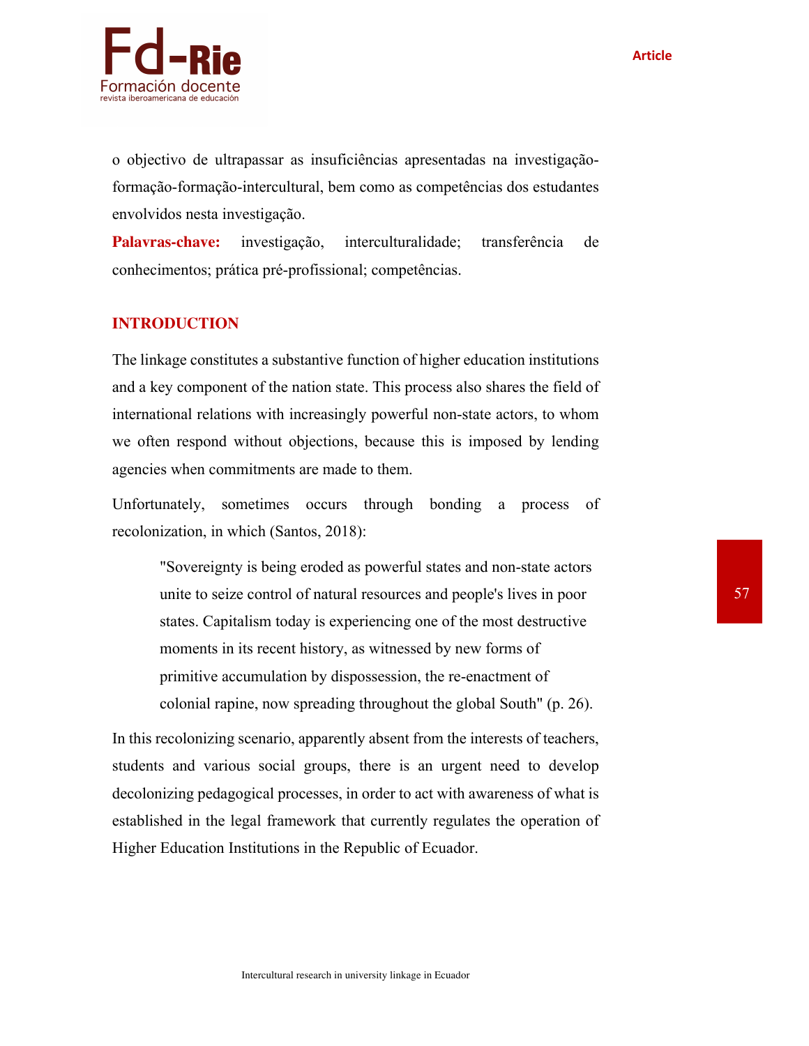o objectivo de ultrapassar as insuficiências apresentadas na investigação-formação-formação-intercultural, bem como as competências dos estudantes envolvidos nesta investigação.

**Palavras-chave:** investigação, interculturalidade; transferência de conhecimentos; prática pré-profissional; competências.

## INTRODUCTION

The linkage constitutes a substantive function of higher education institutions and a key component of the nation state. This process also shares the field of international relations with increasingly powerful non-state actors, to whom we often respond without objections, because this is imposed by lending agencies when commitments are made to them.

Unfortunately, sometimes occurs through bonding a process of recolonization, in which (Santos, 2018):

> "Sovereignty is being eroded as powerful states and non-state actors unite to seize control of natural resources and people's lives in poor states. Capitalism today is experiencing one of the most destructive moments in its recent history, as witnessed by new forms of primitive accumulation by dispossession, the re-enactment of colonial rapine, now spreading throughout the global South" (p. 26).

In this recolonizing scenario, apparently absent from the interests of teachers, students and various social groups, there is an urgent need to develop decolonizing pedagogical processes, in order to act with awareness of what is established in the legal framework that currently regulates the operation of Higher Education Institutions in the Republic of Ecuador.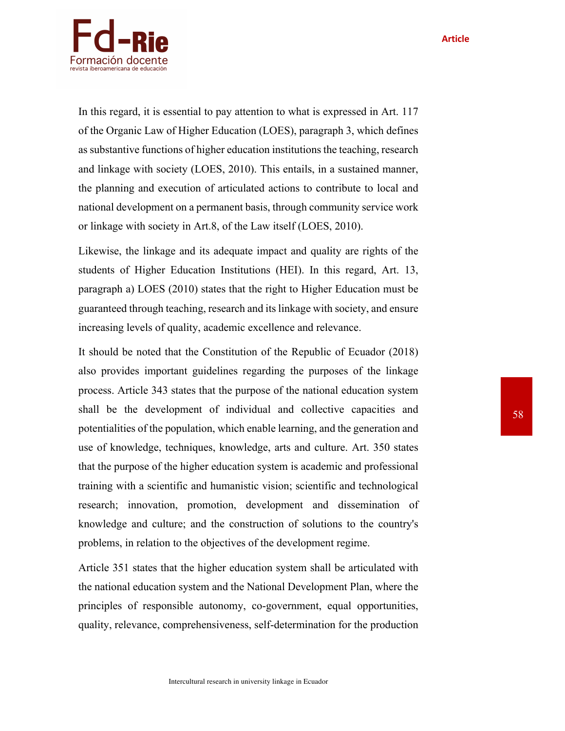In this regard, it is essential to pay attention to what is expressed in Art. 117 of the Organic Law of Higher Education (LOES), paragraph 3, which defines as substantive functions of higher education institutions the teaching, research and linkage with society (LOES, 2010). This entails, in a sustained manner, the planning and execution of articulated actions to contribute to local and national development on a permanent basis, through community service work or linkage with society in Art.8, of the Law itself (LOES, 2010).

Likewise, the linkage and its adequate impact and quality are rights of the students of Higher Education Institutions (HEI). In this regard, Art. 13, paragraph a) LOES (2010) states that the right to Higher Education must be guaranteed through teaching, research and its linkage with society, and ensure increasing levels of quality, academic excellence and relevance.

It should be noted that the Constitution of the Republic of Ecuador (2018) also provides important guidelines regarding the purposes of the linkage process. Article 343 states that the purpose of the national education system shall be the development of individual and collective capacities and potentialities of the population, which enable learning, and the generation and use of knowledge, techniques, knowledge, arts and culture. Art. 350 states that the purpose of the higher education system is academic and professional training with a scientific and humanistic vision; scientific and technological research; innovation, promotion, development and dissemination of knowledge and culture; and the construction of solutions to the country's problems, in relation to the objectives of the development regime.

Article 351 states that the higher education system shall be articulated with the national education system and the National Development Plan, where the principles of responsible autonomy, co-government, equal opportunities, quality, relevance, comprehensiveness, self-determination for the production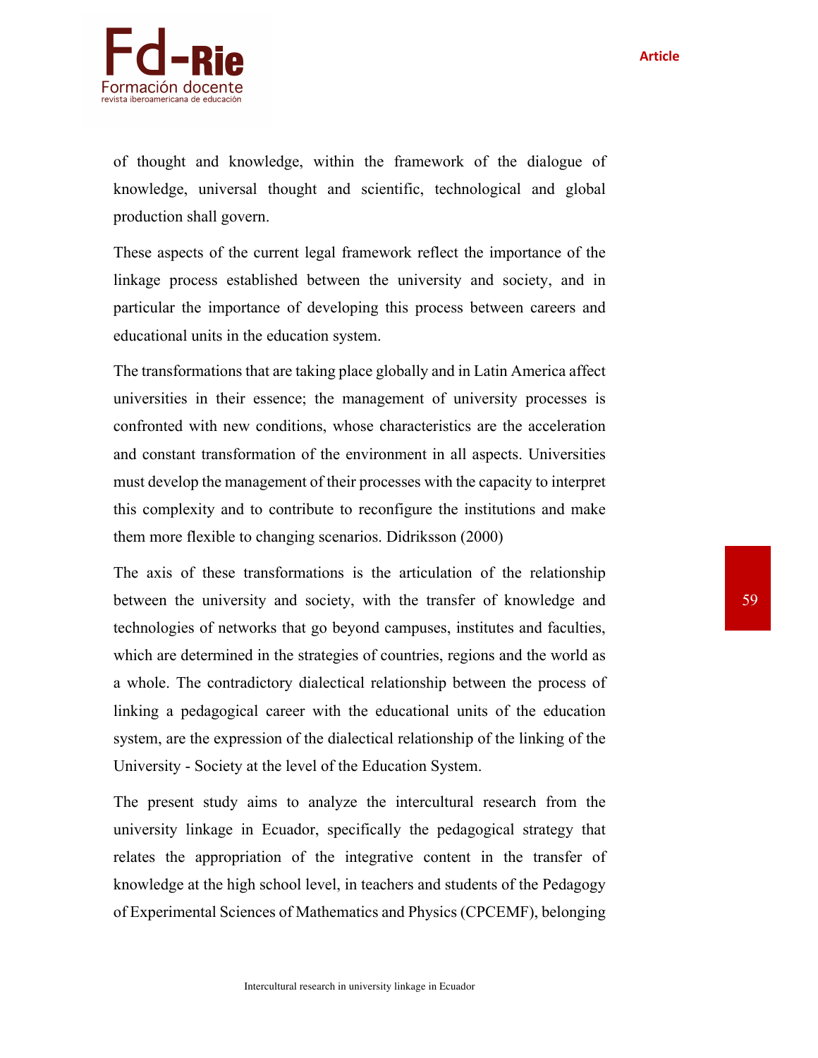of thought and knowledge, within the framework of the dialogue of knowledge, universal thought and scientific, technological and global production shall govern.

These aspects of the current legal framework reflect the importance of the linkage process established between the university and society, and in particular the importance of developing this process between careers and educational units in the education system.

The transformations that are taking place globally and in Latin America affect universities in their essence; the management of university processes is confronted with new conditions, whose characteristics are the acceleration and constant transformation of the environment in all aspects. Universities must develop the management of their processes with the capacity to interpret this complexity and to contribute to reconfigure the institutions and make them more flexible to changing scenarios. Didriksson (2000)

The axis of these transformations is the articulation of the relationship between the university and society, with the transfer of knowledge and technologies of networks that go beyond campuses, institutes and faculties, which are determined in the strategies of countries, regions and the world as a whole. The contradictory dialectical relationship between the process of linking a pedagogical career with the educational units of the education system, are the expression of the dialectical relationship of the linking of the University - Society at the level of the Education System.

The present study aims to analyze the intercultural research from the university linkage in Ecuador, specifically the pedagogical strategy that relates the appropriation of the integrative content in the transfer of knowledge at the high school level, in teachers and students of the Pedagogy of Experimental Sciences of Mathematics and Physics (CPCEMF), belonging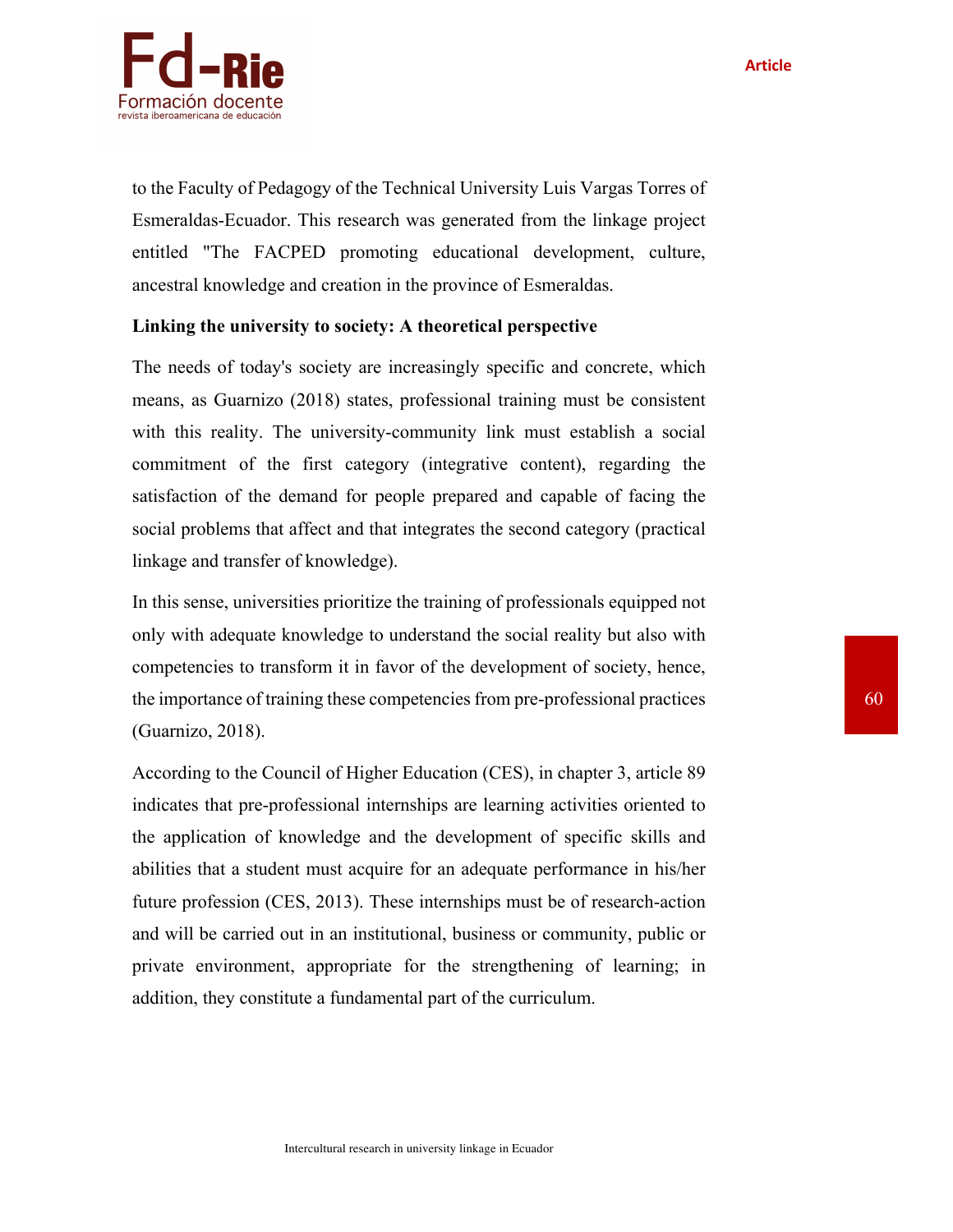to the Faculty of Pedagogy of the Technical University Luis Vargas Torres of Esmeraldas-Ecuador. This research was generated from the linkage project entitled "The FACPED promoting educational development, culture, ancestral knowledge and creation in the province of Esmeraldas.

**Linking the university to society: A theoretical perspective**

The needs of today's society are increasingly specific and concrete, which means, as Guarnizo (2018) states, professional training must be consistent with this reality. The university-community link must establish a social commitment of the first category (integrative content), regarding the satisfaction of the demand for people prepared and capable of facing the social problems that affect and that integrates the second category (practical linkage and transfer of knowledge).

In this sense, universities prioritize the training of professionals equipped not only with adequate knowledge to understand the social reality but also with competencies to transform it in favor of the development of society, hence, the importance of training these competencies from pre-professional practices (Guarnizo, 2018).

According to the Council of Higher Education (CES), in chapter 3, article 89 indicates that pre-professional internships are learning activities oriented to the application of knowledge and the development of specific skills and abilities that a student must acquire for an adequate performance in his/her future profession (CES, 2013). These internships must be of research-action and will be carried out in an institutional, business or community, public or private environment, appropriate for the strengthening of learning; in addition, they constitute a fundamental part of the curriculum.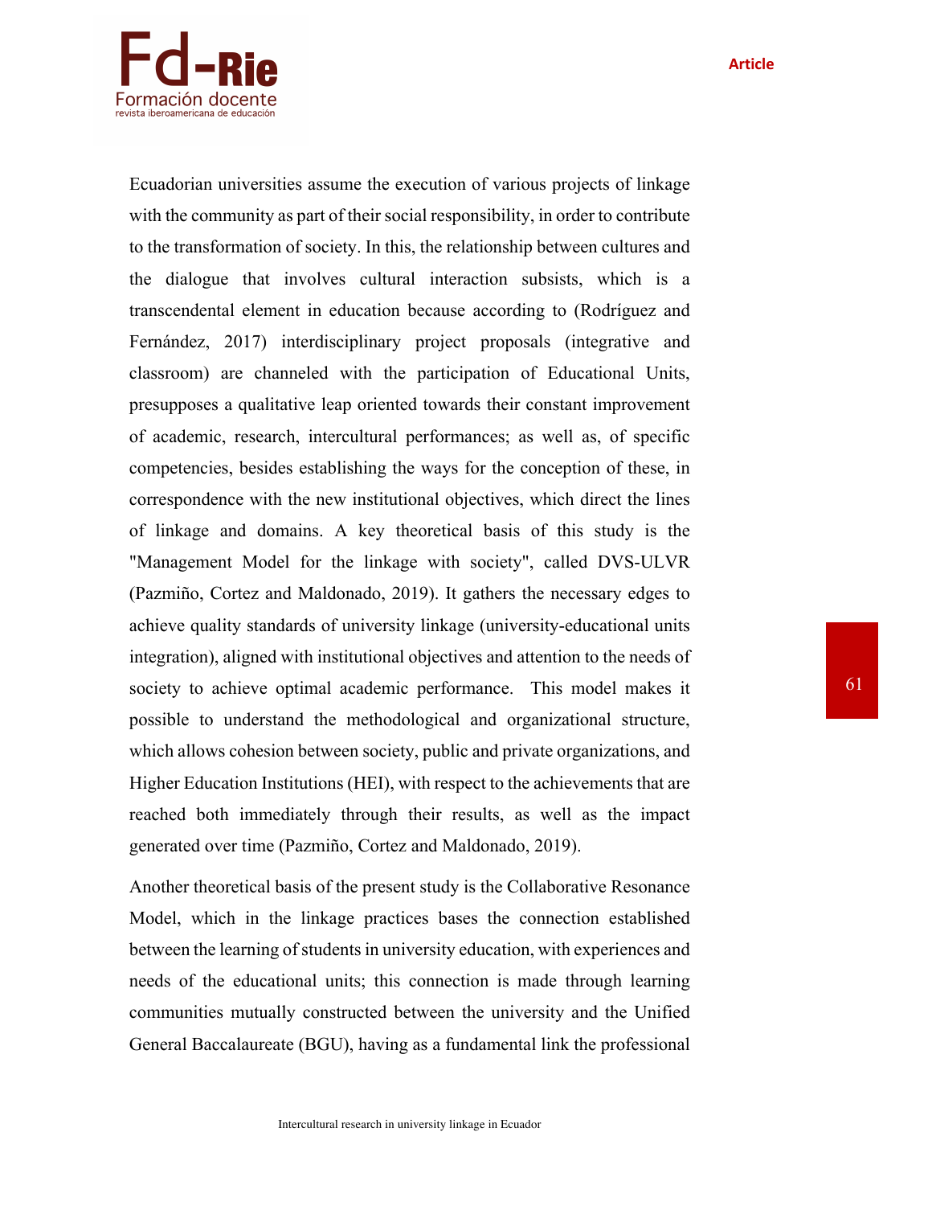Ecuadorian universities assume the execution of various projects of linkage with the community as part of their social responsibility, in order to contribute to the transformation of society. In this, the relationship between cultures and the dialogue that involves cultural interaction subsists, which is a transcendental element in education because according to (Rodríguez and Fernández, 2017) interdisciplinary project proposals (integrative and classroom) are channeled with the participation of Educational Units, presupposes a qualitative leap oriented towards their constant improvement of academic, research, intercultural performances; as well as, of specific competencies, besides establishing the ways for the conception of these, in correspondence with the new institutional objectives, which direct the lines of linkage and domains. A key theoretical basis of this study is the "Management Model for the linkage with society", called DVS-ULVR (Pazmiño, Cortez and Maldonado, 2019). It gathers the necessary edges to achieve quality standards of university linkage (university-educational units integration), aligned with institutional objectives and attention to the needs of society to achieve optimal academic performance. This model makes it possible to understand the methodological and organizational structure, which allows cohesion between society, public and private organizations, and Higher Education Institutions (HEI), with respect to the achievements that are reached both immediately through their results, as well as the impact generated over time (Pazmiño, Cortez and Maldonado, 2019).

Another theoretical basis of the present study is the Collaborative Resonance Model, which in the linkage practices bases the connection established between the learning of students in university education, with experiences and needs of the educational units; this connection is made through learning communities mutually constructed between the university and the Unified General Baccalaureate (BGU), having as a fundamental link the professional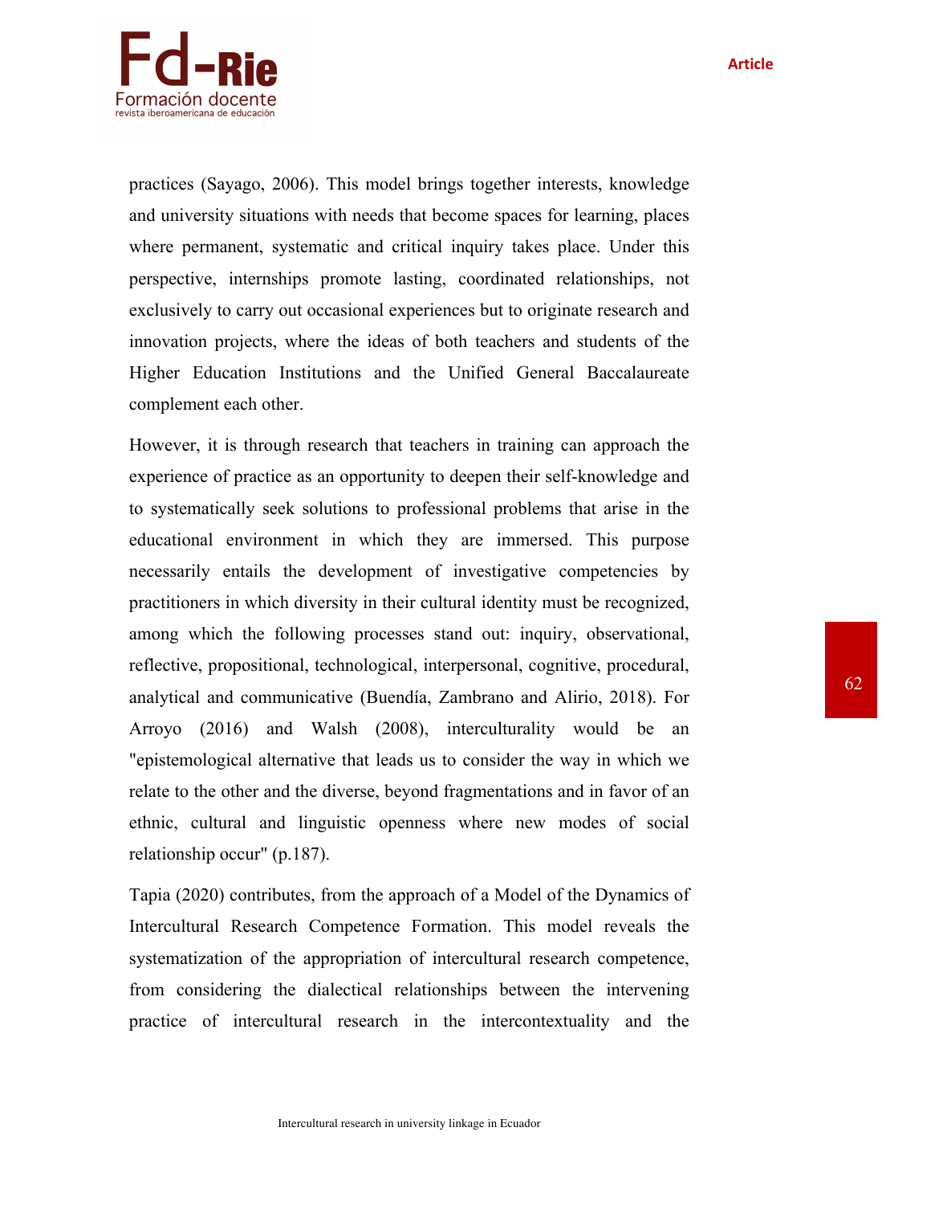practices (Sayago, 2006). This model brings together interests, knowledge and university situations with needs that become spaces for learning, places where permanent, systematic and critical inquiry takes place. Under this perspective, internships promote lasting, coordinated relationships, not exclusively to carry out occasional experiences but to originate research and innovation projects, where the ideas of both teachers and students of the Higher Education Institutions and the Unified General Baccalaureate complement each other.

However, it is through research that teachers in training can approach the experience of practice as an opportunity to deepen their self-knowledge and to systematically seek solutions to professional problems that arise in the educational environment in which they are immersed. This purpose necessarily entails the development of investigative competencies by practitioners in which diversity in their cultural identity must be recognized, among which the following processes stand out: inquiry, observational, reflective, propositional, technological, interpersonal, cognitive, procedural, analytical and communicative (Buendía, Zambrano and Alirio, 2018). For Arroyo (2016) and Walsh (2008), interculturality would be an "epistemological alternative that leads us to consider the way in which we relate to the other and the diverse, beyond fragmentations and in favor of an ethnic, cultural and linguistic openness where new modes of social relationship occur" (p.187).

Tapia (2020) contributes, from the approach of a Model of the Dynamics of Intercultural Research Competence Formation. This model reveals the systematization of the appropriation of intercultural research competence, from considering the dialectical relationships between the intervening practice of intercultural research in the intercontextuality and the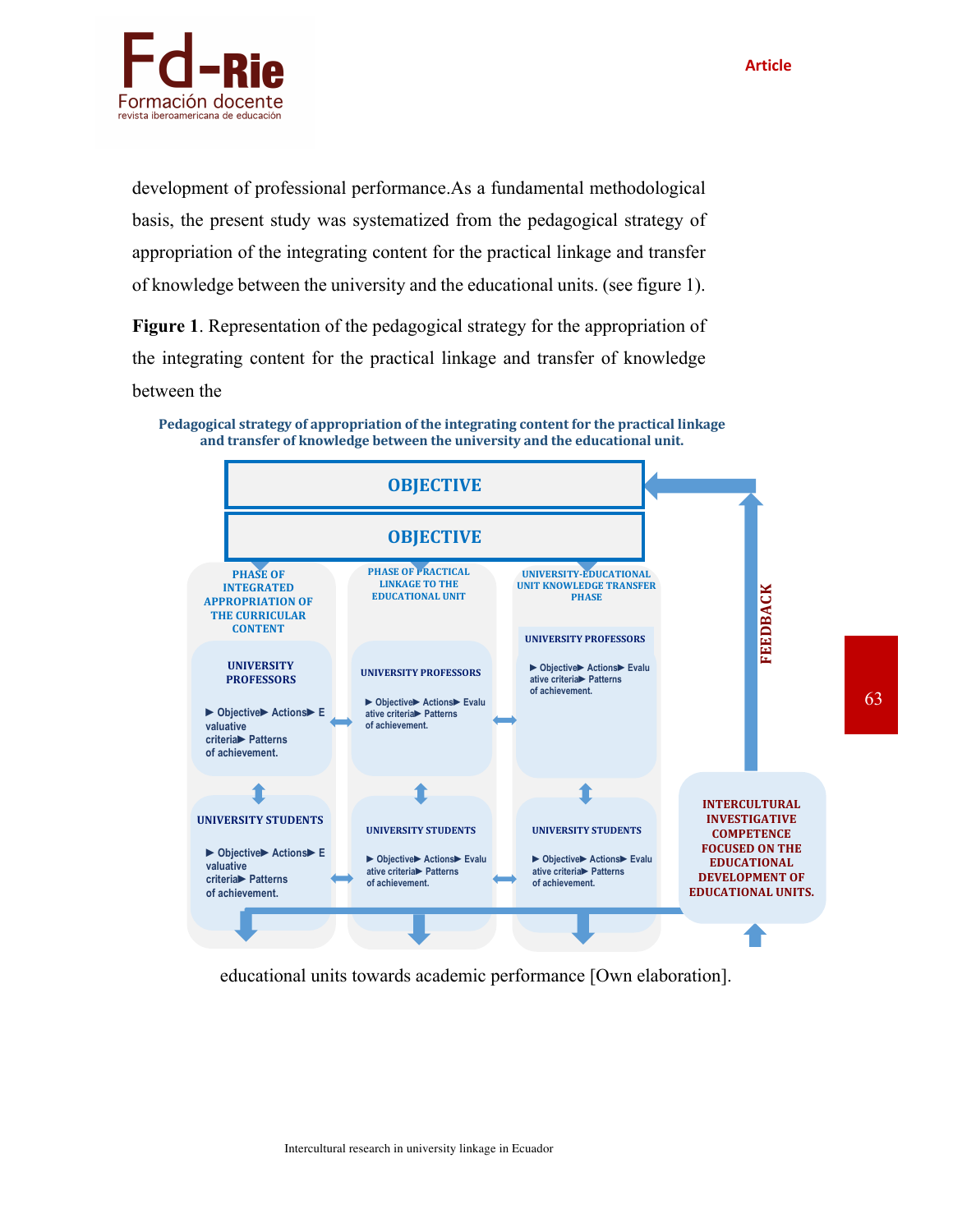development of professional performance.As a fundamental methodological basis, the present study was systematized from the pedagogical strategy of appropriation of the integrating content for the practical linkage and transfer of knowledge between the university and the educational units. (see figure 1).

**Figure 1**. Representation of the pedagogical strategy for the appropriation of the integrating content for the practical linkage and transfer of knowledge between the

**Pedagogical strategy of appropriation of the integrating content for the practical linkage and transfer of knowledge between the university and the educational unit.**

OBJECTIVE

OBJECTIVE

| PHASE OF INTEGRATED APPROPRIATION OF THE CURRICULAR CONTENT | PHASE OF PRACTICAL LINKAGE TO THE EDUCATIONAL UNIT | UNIVERSITY-EDUCATIONAL UNIT KNOWLEDGE TRANSFER PHASE |
| --- | --- | --- |
| UNIVERSITY PROFESSORS ▶ Objective▶ Actions▶ Evaluative criteria▶ Patterns of achievement. | UNIVERSITY PROFESSORS ▶ Objective▶ Actions▶ Evaluative criteria▶ Patterns of achievement. | UNIVERSITY PROFESSORS ▶ Objective▶ Actions▶ Evaluative criteria▶ Patterns of achievement. |
| UNIVERSITY STUDENTS ▶ Objective▶ Actions▶ Evaluative criteria▶ Patterns of achievement. | UNIVERSITY STUDENTS ▶ Objective▶ Actions▶ Evaluative criteria▶ Patterns of achievement. | UNIVERSITY STUDENTS ▶ Objective▶ Actions▶ Evaluative criteria▶ Patterns of achievement. |

INTERCULTURAL INVESTIGATIVE COMPETENCE FOCUSED ON THE EDUCATIONAL DEVELOPMENT OF EDUCATIONAL UNITS.

FEEDBACK

educational units towards academic performance [Own elaboration].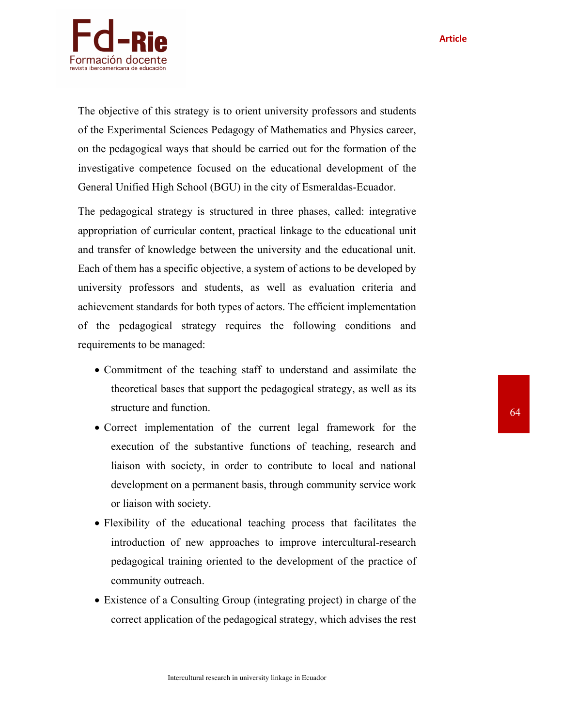The objective of this strategy is to orient university professors and students of the Experimental Sciences Pedagogy of Mathematics and Physics career, on the pedagogical ways that should be carried out for the formation of the investigative competence focused on the educational development of the General Unified High School (BGU) in the city of Esmeraldas-Ecuador.

The pedagogical strategy is structured in three phases, called: integrative appropriation of curricular content, practical linkage to the educational unit and transfer of knowledge between the university and the educational unit. Each of them has a specific objective, a system of actions to be developed by university professors and students, as well as evaluation criteria and achievement standards for both types of actors. The efficient implementation of the pedagogical strategy requires the following conditions and requirements to be managed:

- Commitment of the teaching staff to understand and assimilate the theoretical bases that support the pedagogical strategy, as well as its structure and function.
- Correct implementation of the current legal framework for the execution of the substantive functions of teaching, research and liaison with society, in order to contribute to local and national development on a permanent basis, through community service work or liaison with society.
- Flexibility of the educational teaching process that facilitates the introduction of new approaches to improve intercultural-research pedagogical training oriented to the development of the practice of community outreach.
- Existence of a Consulting Group (integrating project) in charge of the correct application of the pedagogical strategy, which advises the rest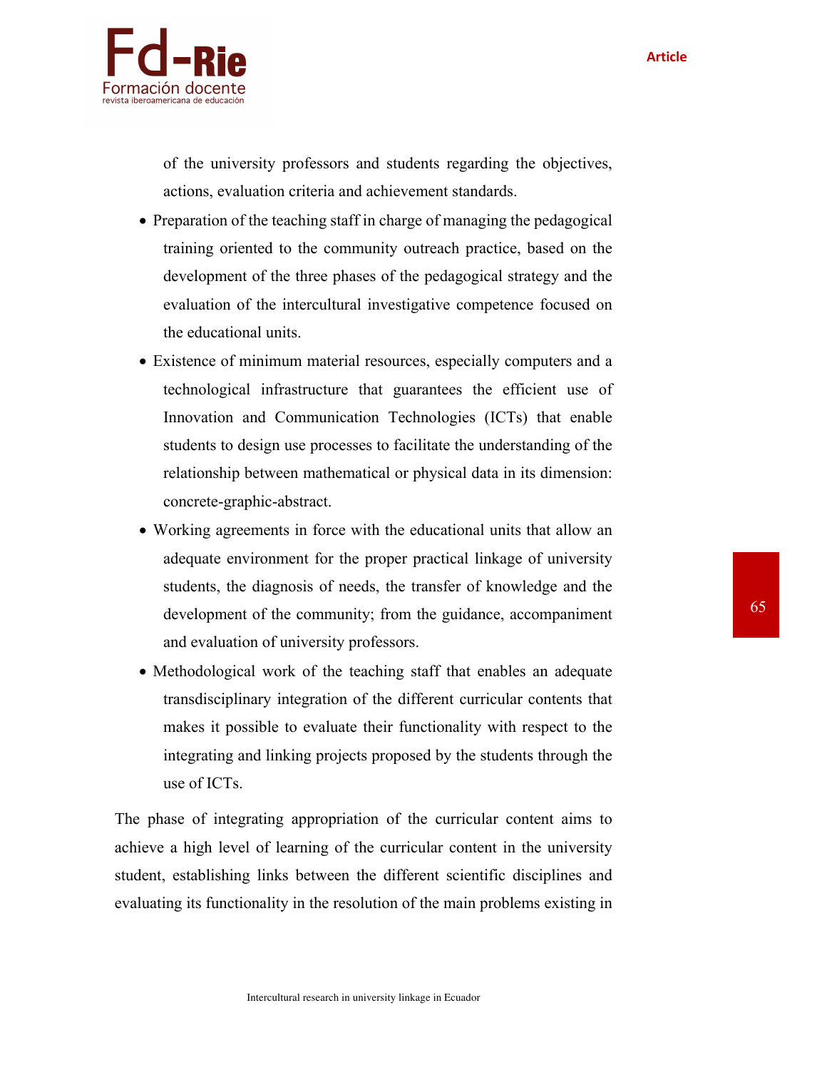of the university professors and students regarding the objectives, actions, evaluation criteria and achievement standards.

- Preparation of the teaching staff in charge of managing the pedagogical training oriented to the community outreach practice, based on the development of the three phases of the pedagogical strategy and the evaluation of the intercultural investigative competence focused on the educational units.
- Existence of minimum material resources, especially computers and a technological infrastructure that guarantees the efficient use of Innovation and Communication Technologies (ICTs) that enable students to design use processes to facilitate the understanding of the relationship between mathematical or physical data in its dimension: concrete-graphic-abstract.
- Working agreements in force with the educational units that allow an adequate environment for the proper practical linkage of university students, the diagnosis of needs, the transfer of knowledge and the development of the community; from the guidance, accompaniment and evaluation of university professors.
- Methodological work of the teaching staff that enables an adequate transdisciplinary integration of the different curricular contents that makes it possible to evaluate their functionality with respect to the integrating and linking projects proposed by the students through the use of ICTs.

The phase of integrating appropriation of the curricular content aims to achieve a high level of learning of the curricular content in the university student, establishing links between the different scientific disciplines and evaluating its functionality in the resolution of the main problems existing in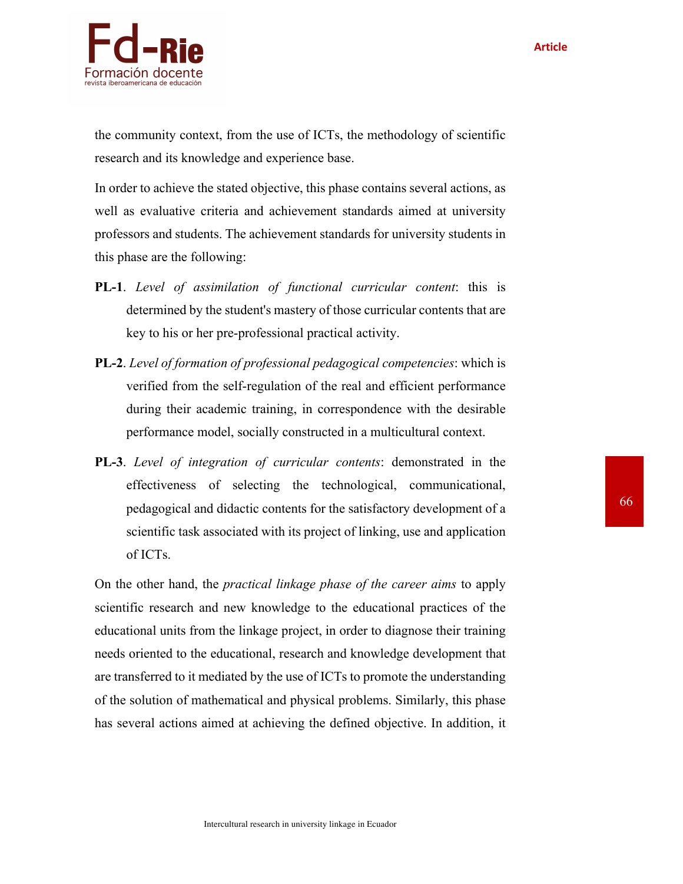the community context, from the use of ICTs, the methodology of scientific research and its knowledge and experience base.

In order to achieve the stated objective, this phase contains several actions, as well as evaluative criteria and achievement standards aimed at university professors and students. The achievement standards for university students in this phase are the following:

**PL-1**. *Level of assimilation of functional curricular content*: this is determined by the student's mastery of those curricular contents that are key to his or her pre-professional practical activity.

**PL-2**. *Level of formation of professional pedagogical competencies*: which is verified from the self-regulation of the real and efficient performance during their academic training, in correspondence with the desirable performance model, socially constructed in a multicultural context.

**PL-3**. *Level of integration of curricular contents*: demonstrated in the effectiveness of selecting the technological, communicational, pedagogical and didactic contents for the satisfactory development of a scientific task associated with its project of linking, use and application of ICTs.

On the other hand, the *practical linkage phase of the career aims* to apply scientific research and new knowledge to the educational practices of the educational units from the linkage project, in order to diagnose their training needs oriented to the educational, research and knowledge development that are transferred to it mediated by the use of ICTs to promote the understanding of the solution of mathematical and physical problems. Similarly, this phase has several actions aimed at achieving the defined objective. In addition, it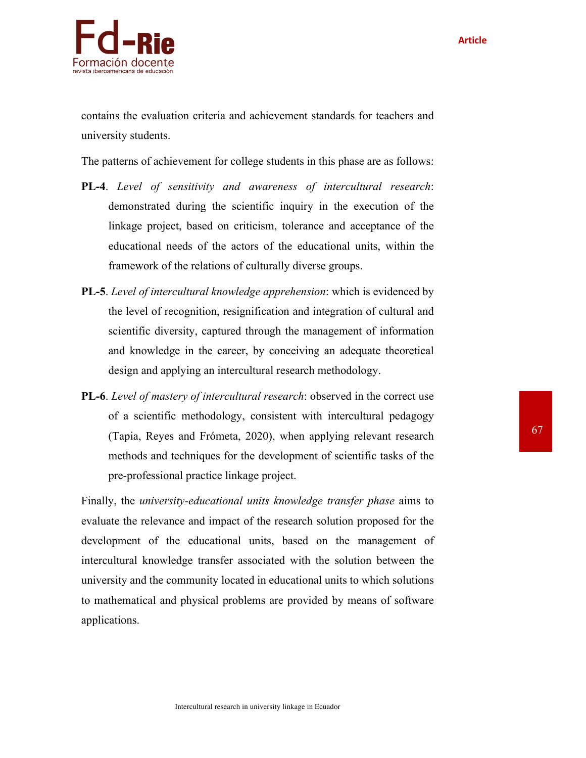contains the evaluation criteria and achievement standards for teachers and university students.

The patterns of achievement for college students in this phase are as follows:

**PL-4**. *Level of sensitivity and awareness of intercultural research*: demonstrated during the scientific inquiry in the execution of the linkage project, based on criticism, tolerance and acceptance of the educational needs of the actors of the educational units, within the framework of the relations of culturally diverse groups.

**PL-5**. *Level of intercultural knowledge apprehension*: which is evidenced by the level of recognition, resignification and integration of cultural and scientific diversity, captured through the management of information and knowledge in the career, by conceiving an adequate theoretical design and applying an intercultural research methodology.

**PL-6**. *Level of mastery of intercultural research*: observed in the correct use of a scientific methodology, consistent with intercultural pedagogy (Tapia, Reyes and Frómeta, 2020), when applying relevant research methods and techniques for the development of scientific tasks of the pre-professional practice linkage project.

Finally, the *university-educational units knowledge transfer phase* aims to evaluate the relevance and impact of the research solution proposed for the development of the educational units, based on the management of intercultural knowledge transfer associated with the solution between the university and the community located in educational units to which solutions to mathematical and physical problems are provided by means of software applications.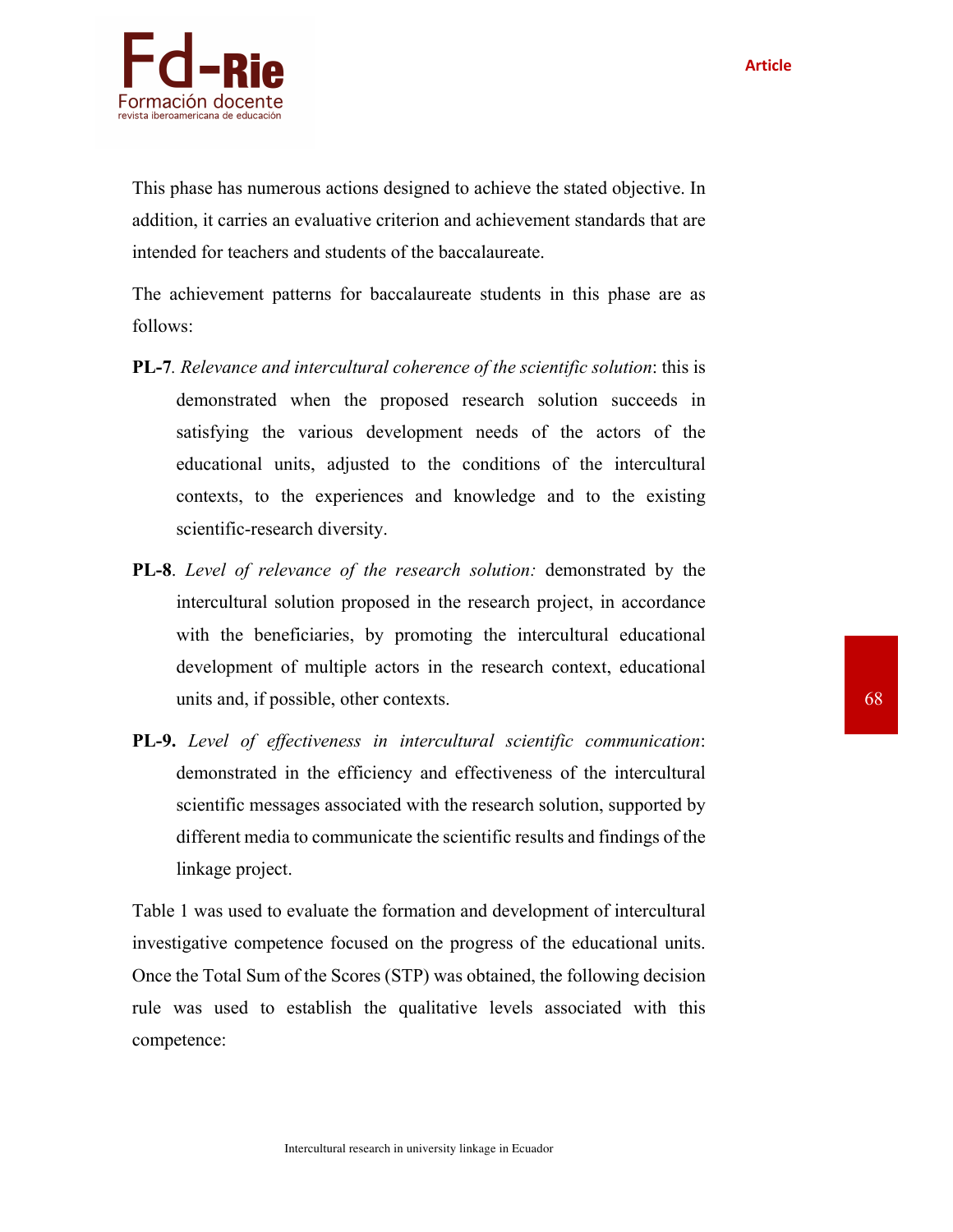This phase has numerous actions designed to achieve the stated objective. In addition, it carries an evaluative criterion and achievement standards that are intended for teachers and students of the baccalaureate.

The achievement patterns for baccalaureate students in this phase are as follows:

**PL-7**. *Relevance and intercultural coherence of the scientific solution*: this is demonstrated when the proposed research solution succeeds in satisfying the various development needs of the actors of the educational units, adjusted to the conditions of the intercultural contexts, to the experiences and knowledge and to the existing scientific-research diversity.

**PL-8**. *Level of relevance of the research solution:* demonstrated by the intercultural solution proposed in the research project, in accordance with the beneficiaries, by promoting the intercultural educational development of multiple actors in the research context, educational units and, if possible, other contexts.

**PL-9.** *Level of effectiveness in intercultural scientific communication*: demonstrated in the efficiency and effectiveness of the intercultural scientific messages associated with the research solution, supported by different media to communicate the scientific results and findings of the linkage project.

Table 1 was used to evaluate the formation and development of intercultural investigative competence focused on the progress of the educational units. Once the Total Sum of the Scores (STP) was obtained, the following decision rule was used to establish the qualitative levels associated with this competence: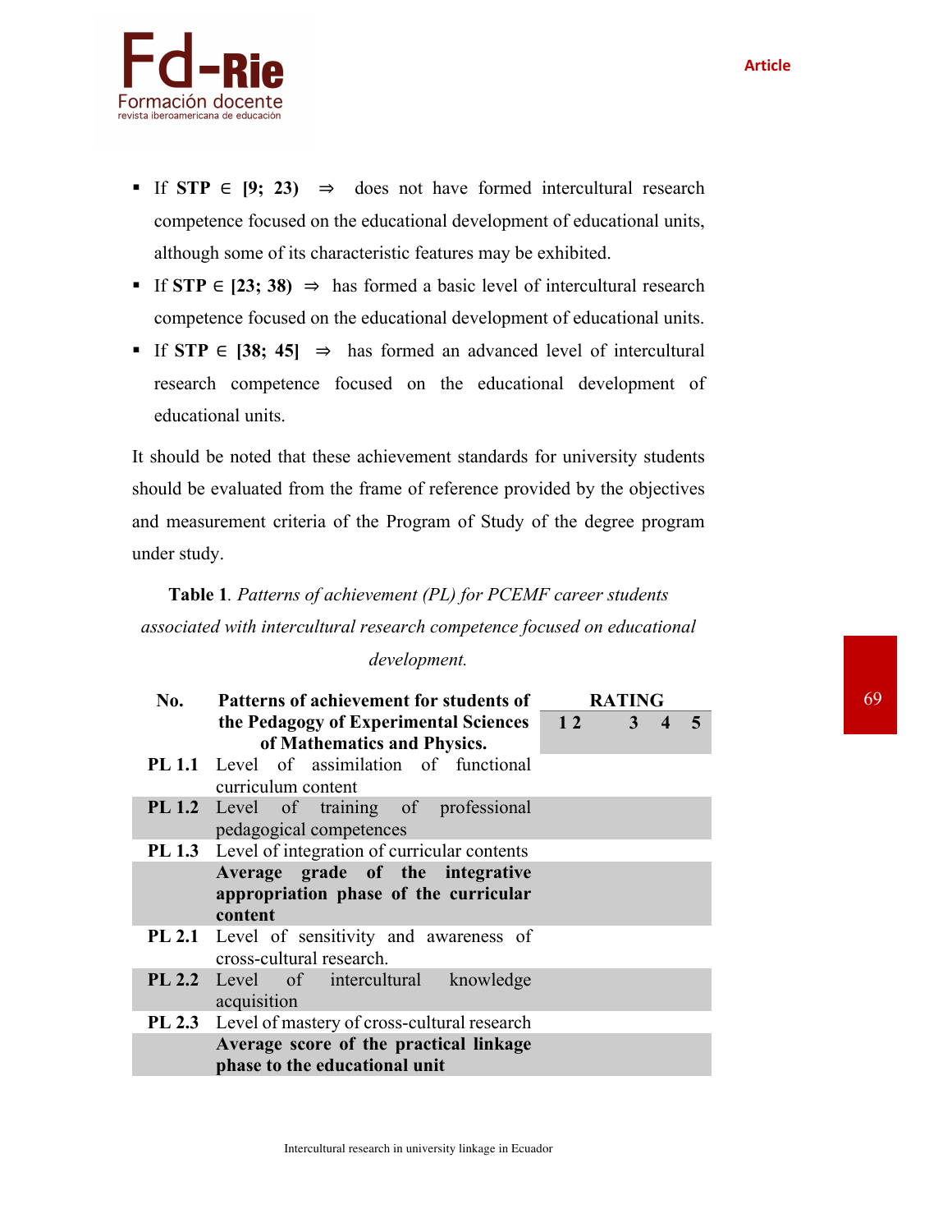- If **STP** ∈ **[9; 23)** ⇒ does not have formed intercultural research competence focused on the educational development of educational units, although some of its characteristic features may be exhibited.
- If **STP** ∈ **[23; 38)** ⇒ has formed a basic level of intercultural research competence focused on the educational development of educational units.
- If **STP** ∈ **[38; 45]** ⇒ has formed an advanced level of intercultural research competence focused on the educational development of educational units.

It should be noted that these achievement standards for university students should be evaluated from the frame of reference provided by the objectives and measurement criteria of the Program of Study of the degree program under study.

**Table 1**. *Patterns of achievement (PL) for PCEMF career students associated with intercultural research competence focused on educational development.*

| No. | Patterns of achievement for students of the Pedagogy of Experimental Sciences of Mathematics and Physics. | RATING | | | | |
|---|---|---|---|---|---|---|
| | | 1 | 2 | 3 | 4 | 5 |
| PL 1.1 | Level of assimilation of functional curriculum content | | | | | |
| PL 1.2 | Level of training of professional pedagogical competences | | | | | |
| PL 1.3 | Level of integration of curricular contents | | | | | |
| | **Average grade of the integrative appropriation phase of the curricular content** | | | | | |
| PL 2.1 | Level of sensitivity and awareness of cross-cultural research. | | | | | |
| PL 2.2 | Level of intercultural knowledge acquisition | | | | | |
| PL 2.3 | Level of mastery of cross-cultural research | | | | | |
| | **Average score of the practical linkage phase to the educational unit** | | | | | |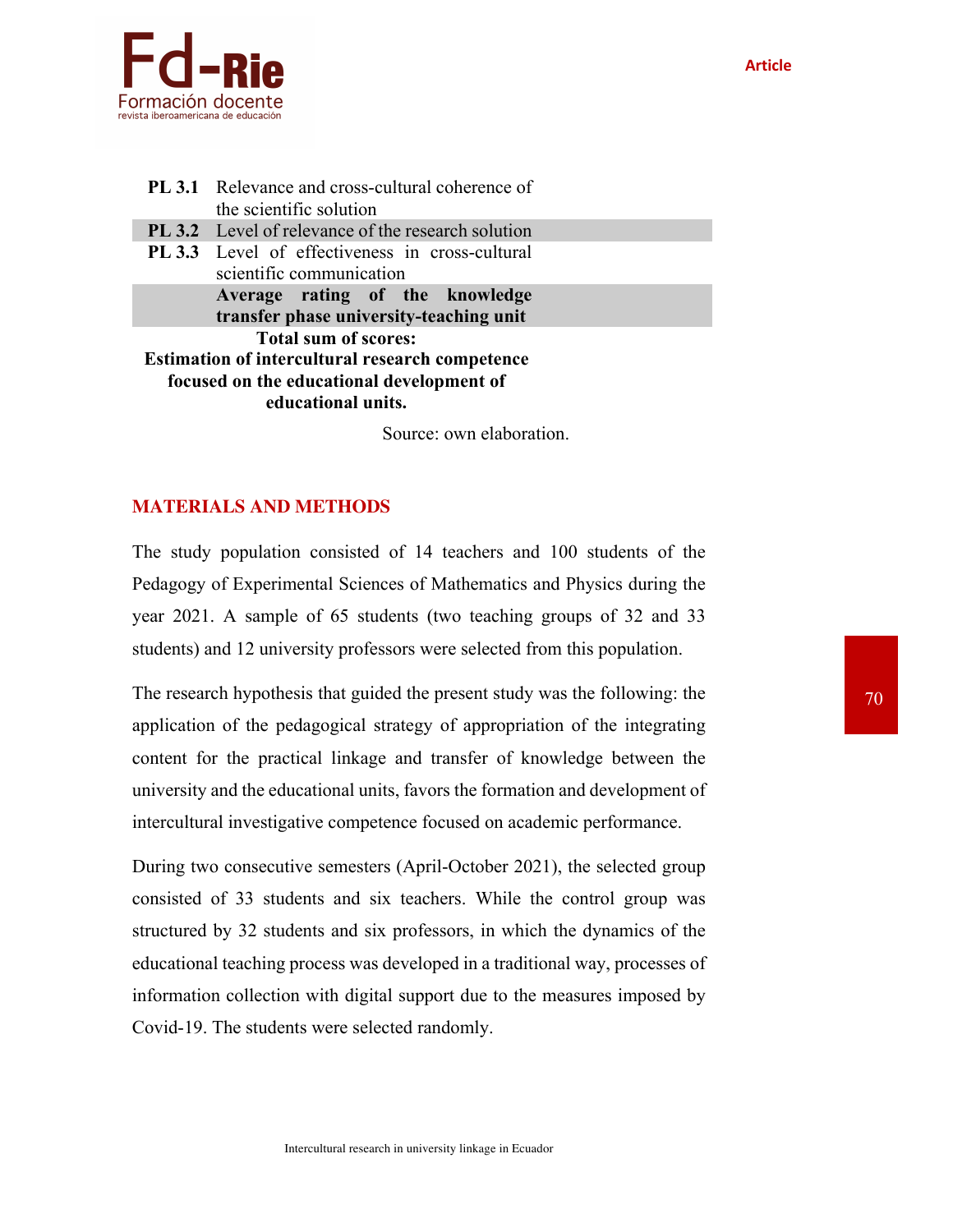| | | |
|---|---|---|
| **PL 3.1** | Relevance and cross-cultural coherence of the scientific solution | |
| **PL 3.2** | Level of relevance of the research solution | |
| **PL 3.3** | Level of effectiveness in cross-cultural scientific communication | |
| | **Average rating of the knowledge transfer phase university-teaching unit** | |
| **Total sum of scores: Estimation of intercultural research competence focused on the educational development of educational units.** | | |

Source: own elaboration.

## MATERIALS AND METHODS

The study population consisted of 14 teachers and 100 students of the Pedagogy of Experimental Sciences of Mathematics and Physics during the year 2021. A sample of 65 students (two teaching groups of 32 and 33 students) and 12 university professors were selected from this population.

The research hypothesis that guided the present study was the following: the application of the pedagogical strategy of appropriation of the integrating content for the practical linkage and transfer of knowledge between the university and the educational units, favors the formation and development of intercultural investigative competence focused on academic performance.

During two consecutive semesters (April-October 2021), the selected group consisted of 33 students and six teachers. While the control group was structured by 32 students and six professors, in which the dynamics of the educational teaching process was developed in a traditional way, processes of information collection with digital support due to the measures imposed by Covid-19. The students were selected randomly.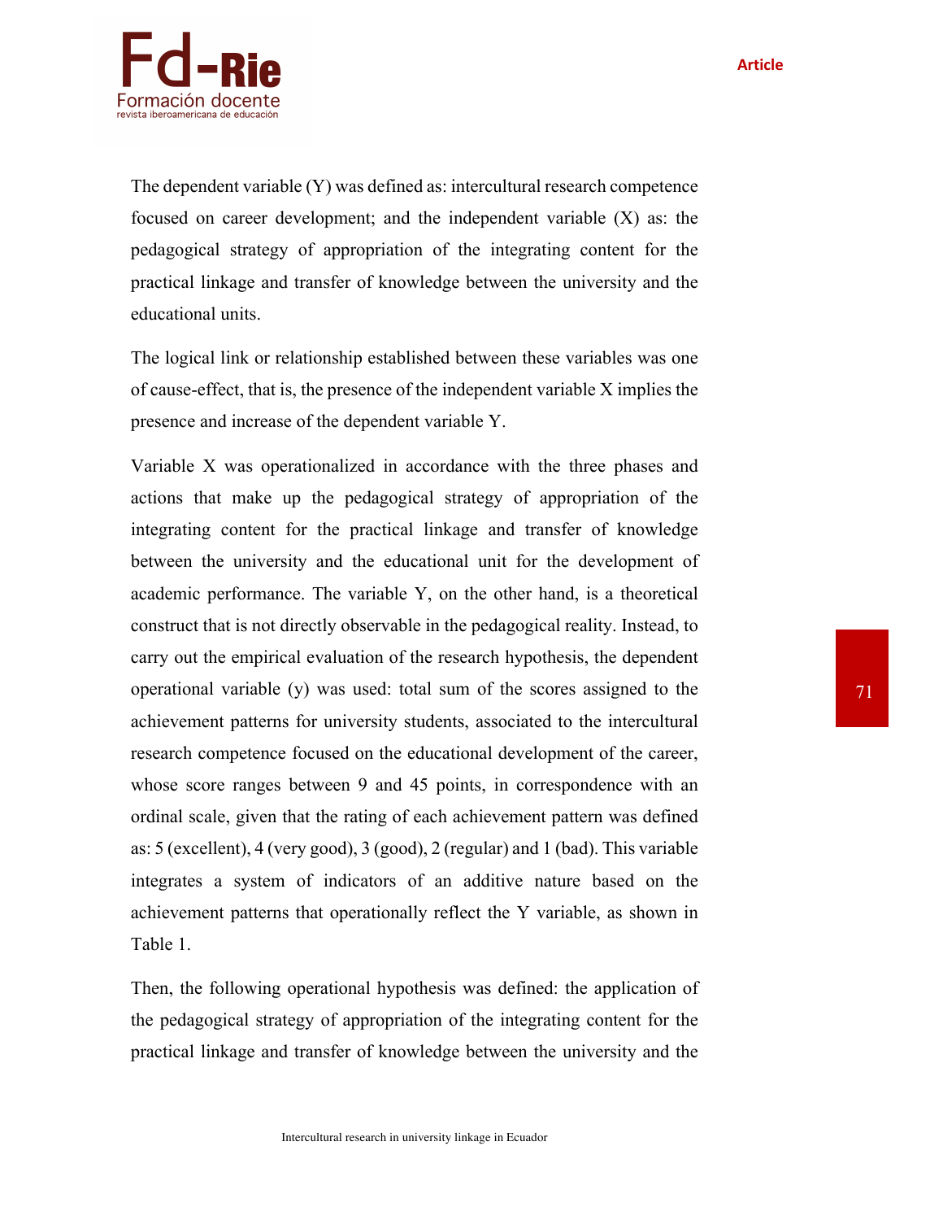The dependent variable (Y) was defined as: intercultural research competence focused on career development; and the independent variable (X) as: the pedagogical strategy of appropriation of the integrating content for the practical linkage and transfer of knowledge between the university and the educational units.

The logical link or relationship established between these variables was one of cause-effect, that is, the presence of the independent variable X implies the presence and increase of the dependent variable Y.

Variable X was operationalized in accordance with the three phases and actions that make up the pedagogical strategy of appropriation of the integrating content for the practical linkage and transfer of knowledge between the university and the educational unit for the development of academic performance. The variable Y, on the other hand, is a theoretical construct that is not directly observable in the pedagogical reality. Instead, to carry out the empirical evaluation of the research hypothesis, the dependent operational variable (y) was used: total sum of the scores assigned to the achievement patterns for university students, associated to the intercultural research competence focused on the educational development of the career, whose score ranges between 9 and 45 points, in correspondence with an ordinal scale, given that the rating of each achievement pattern was defined as: 5 (excellent), 4 (very good), 3 (good), 2 (regular) and 1 (bad). This variable integrates a system of indicators of an additive nature based on the achievement patterns that operationally reflect the Y variable, as shown in Table 1.

Then, the following operational hypothesis was defined: the application of the pedagogical strategy of appropriation of the integrating content for the practical linkage and transfer of knowledge between the university and the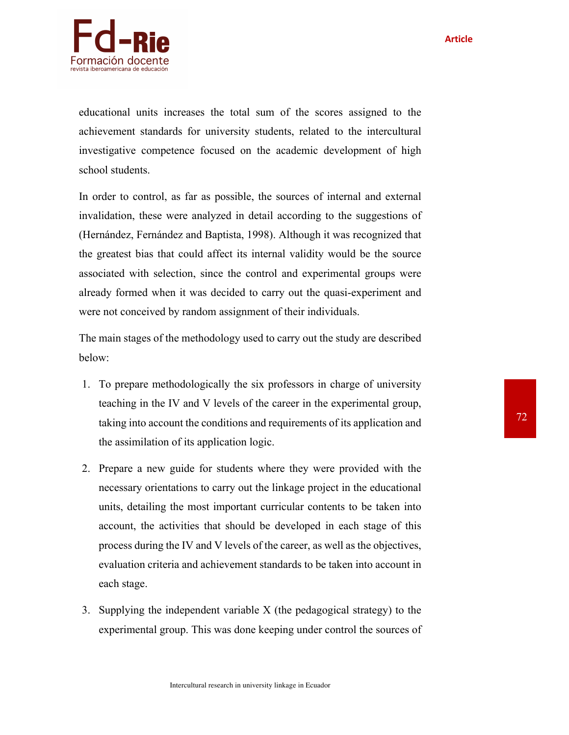educational units increases the total sum of the scores assigned to the achievement standards for university students, related to the intercultural investigative competence focused on the academic development of high school students.

In order to control, as far as possible, the sources of internal and external invalidation, these were analyzed in detail according to the suggestions of (Hernández, Fernández and Baptista, 1998). Although it was recognized that the greatest bias that could affect its internal validity would be the source associated with selection, since the control and experimental groups were already formed when it was decided to carry out the quasi-experiment and were not conceived by random assignment of their individuals.

The main stages of the methodology used to carry out the study are described below:

1. To prepare methodologically the six professors in charge of university teaching in the IV and V levels of the career in the experimental group, taking into account the conditions and requirements of its application and the assimilation of its application logic.
2. Prepare a new guide for students where they were provided with the necessary orientations to carry out the linkage project in the educational units, detailing the most important curricular contents to be taken into account, the activities that should be developed in each stage of this process during the IV and V levels of the career, as well as the objectives, evaluation criteria and achievement standards to be taken into account in each stage.
3. Supplying the independent variable X (the pedagogical strategy) to the experimental group. This was done keeping under control the sources of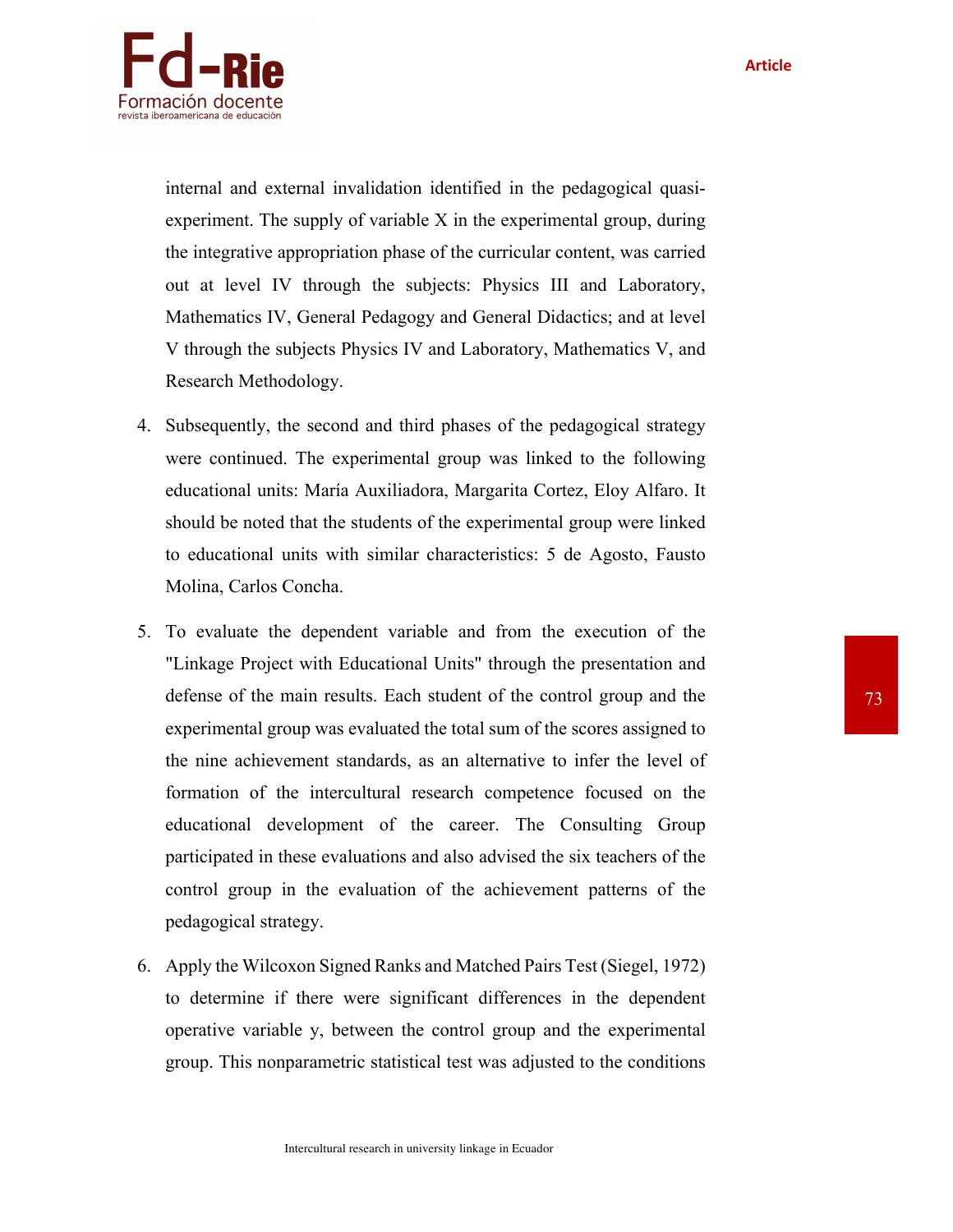internal and external invalidation identified in the pedagogical quasi-experiment. The supply of variable X in the experimental group, during the integrative appropriation phase of the curricular content, was carried out at level IV through the subjects: Physics III and Laboratory, Mathematics IV, General Pedagogy and General Didactics; and at level V through the subjects Physics IV and Laboratory, Mathematics V, and Research Methodology.

4. Subsequently, the second and third phases of the pedagogical strategy were continued. The experimental group was linked to the following educational units: María Auxiliadora, Margarita Cortez, Eloy Alfaro. It should be noted that the students of the experimental group were linked to educational units with similar characteristics: 5 de Agosto, Fausto Molina, Carlos Concha.

5. To evaluate the dependent variable and from the execution of the "Linkage Project with Educational Units" through the presentation and defense of the main results. Each student of the control group and the experimental group was evaluated the total sum of the scores assigned to the nine achievement standards, as an alternative to infer the level of formation of the intercultural research competence focused on the educational development of the career. The Consulting Group participated in these evaluations and also advised the six teachers of the control group in the evaluation of the achievement patterns of the pedagogical strategy.

6. Apply the Wilcoxon Signed Ranks and Matched Pairs Test (Siegel, 1972) to determine if there were significant differences in the dependent operative variable y, between the control group and the experimental group. This nonparametric statistical test was adjusted to the conditions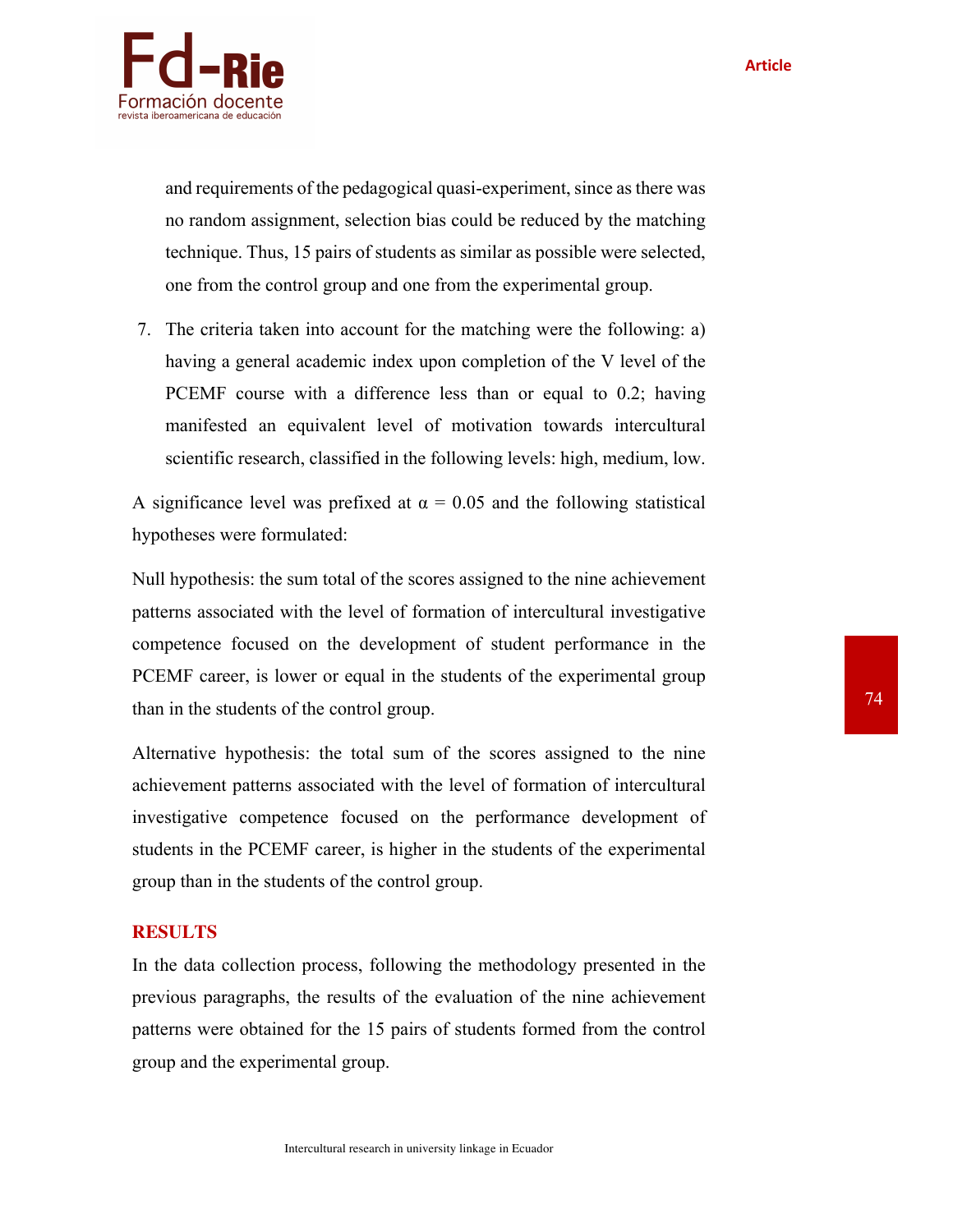and requirements of the pedagogical quasi-experiment, since as there was no random assignment, selection bias could be reduced by the matching technique. Thus, 15 pairs of students as similar as possible were selected, one from the control group and one from the experimental group.

7. The criteria taken into account for the matching were the following: a) having a general academic index upon completion of the V level of the PCEMF course with a difference less than or equal to 0.2; having manifested an equivalent level of motivation towards intercultural scientific research, classified in the following levels: high, medium, low.

A significance level was prefixed at $\alpha = 0.05$ and the following statistical hypotheses were formulated:

Null hypothesis: the sum total of the scores assigned to the nine achievement patterns associated with the level of formation of intercultural investigative competence focused on the development of student performance in the PCEMF career, is lower or equal in the students of the experimental group than in the students of the control group.

Alternative hypothesis: the total sum of the scores assigned to the nine achievement patterns associated with the level of formation of intercultural investigative competence focused on the performance development of students in the PCEMF career, is higher in the students of the experimental group than in the students of the control group.

## RESULTS

In the data collection process, following the methodology presented in the previous paragraphs, the results of the evaluation of the nine achievement patterns were obtained for the 15 pairs of students formed from the control group and the experimental group.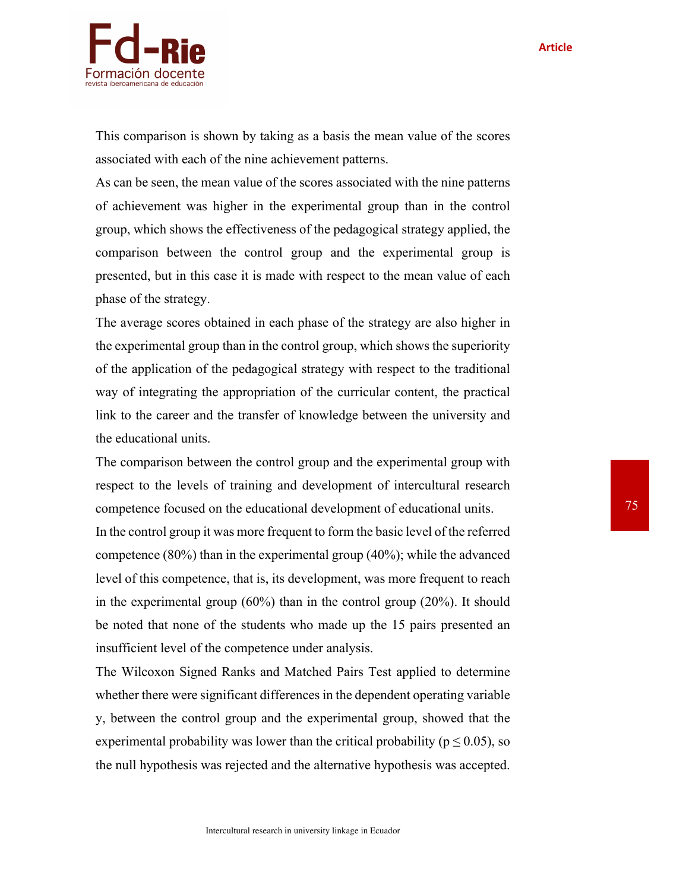This comparison is shown by taking as a basis the mean value of the scores associated with each of the nine achievement patterns.

As can be seen, the mean value of the scores associated with the nine patterns of achievement was higher in the experimental group than in the control group, which shows the effectiveness of the pedagogical strategy applied, the comparison between the control group and the experimental group is presented, but in this case it is made with respect to the mean value of each phase of the strategy.

The average scores obtained in each phase of the strategy are also higher in the experimental group than in the control group, which shows the superiority of the application of the pedagogical strategy with respect to the traditional way of integrating the appropriation of the curricular content, the practical link to the career and the transfer of knowledge between the university and the educational units.

The comparison between the control group and the experimental group with respect to the levels of training and development of intercultural research competence focused on the educational development of educational units.

In the control group it was more frequent to form the basic level of the referred competence (80%) than in the experimental group (40%); while the advanced level of this competence, that is, its development, was more frequent to reach in the experimental group (60%) than in the control group (20%). It should be noted that none of the students who made up the 15 pairs presented an insufficient level of the competence under analysis.

The Wilcoxon Signed Ranks and Matched Pairs Test applied to determine whether there were significant differences in the dependent operating variable y, between the control group and the experimental group, showed that the experimental probability was lower than the critical probability ($p \leq 0.05$), so the null hypothesis was rejected and the alternative hypothesis was accepted.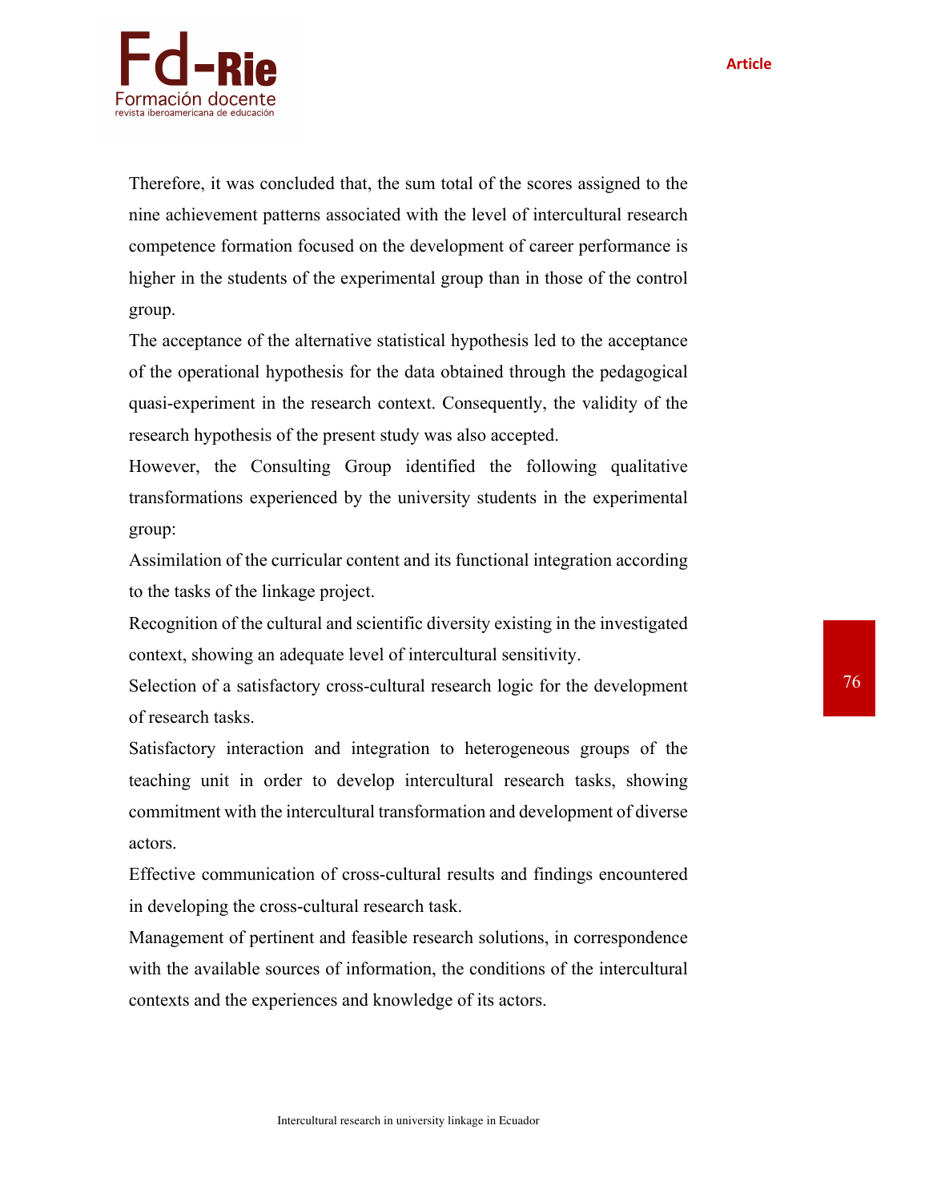Therefore, it was concluded that, the sum total of the scores assigned to the nine achievement patterns associated with the level of intercultural research competence formation focused on the development of career performance is higher in the students of the experimental group than in those of the control group.

The acceptance of the alternative statistical hypothesis led to the acceptance of the operational hypothesis for the data obtained through the pedagogical quasi-experiment in the research context. Consequently, the validity of the research hypothesis of the present study was also accepted.

However, the Consulting Group identified the following qualitative transformations experienced by the university students in the experimental group:

Assimilation of the curricular content and its functional integration according to the tasks of the linkage project.

Recognition of the cultural and scientific diversity existing in the investigated context, showing an adequate level of intercultural sensitivity.

Selection of a satisfactory cross-cultural research logic for the development of research tasks.

Satisfactory interaction and integration to heterogeneous groups of the teaching unit in order to develop intercultural research tasks, showing commitment with the intercultural transformation and development of diverse actors.

Effective communication of cross-cultural results and findings encountered in developing the cross-cultural research task.

Management of pertinent and feasible research solutions, in correspondence with the available sources of information, the conditions of the intercultural contexts and the experiences and knowledge of its actors.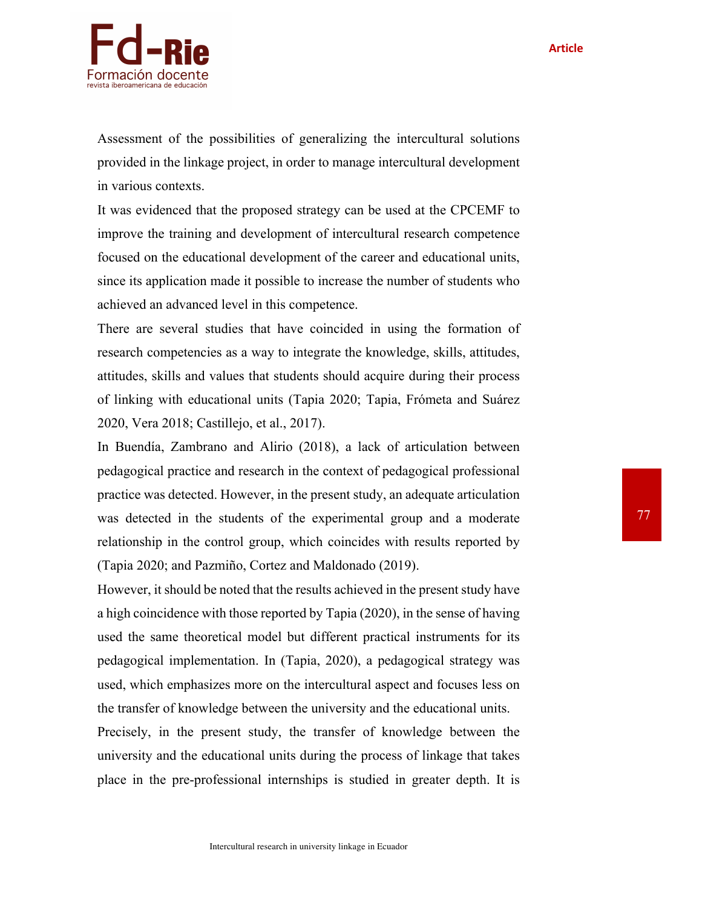Assessment of the possibilities of generalizing the intercultural solutions provided in the linkage project, in order to manage intercultural development in various contexts.

It was evidenced that the proposed strategy can be used at the CPCEMF to improve the training and development of intercultural research competence focused on the educational development of the career and educational units, since its application made it possible to increase the number of students who achieved an advanced level in this competence.

There are several studies that have coincided in using the formation of research competencies as a way to integrate the knowledge, skills, attitudes, attitudes, skills and values that students should acquire during their process of linking with educational units (Tapia 2020; Tapia, Frómeta and Suárez 2020, Vera 2018; Castillejo, et al., 2017).

In Buendía, Zambrano and Alirio (2018), a lack of articulation between pedagogical practice and research in the context of pedagogical professional practice was detected. However, in the present study, an adequate articulation was detected in the students of the experimental group and a moderate relationship in the control group, which coincides with results reported by (Tapia 2020; and Pazmiño, Cortez and Maldonado (2019).

However, it should be noted that the results achieved in the present study have a high coincidence with those reported by Tapia (2020), in the sense of having used the same theoretical model but different practical instruments for its pedagogical implementation. In (Tapia, 2020), a pedagogical strategy was used, which emphasizes more on the intercultural aspect and focuses less on the transfer of knowledge between the university and the educational units.

Precisely, in the present study, the transfer of knowledge between the university and the educational units during the process of linkage that takes place in the pre-professional internships is studied in greater depth. It is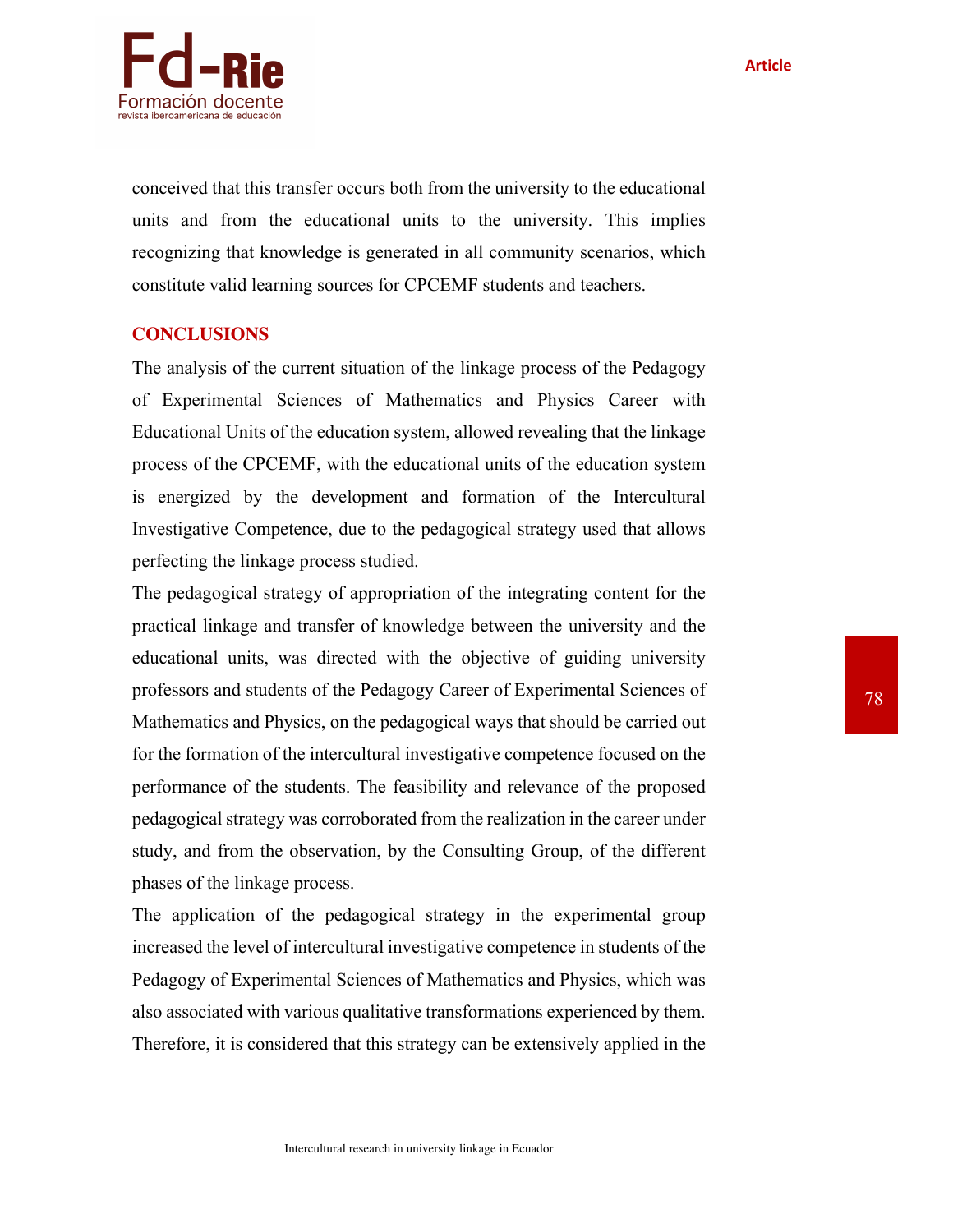conceived that this transfer occurs both from the university to the educational units and from the educational units to the university. This implies recognizing that knowledge is generated in all community scenarios, which constitute valid learning sources for CPCEMF students and teachers.

## CONCLUSIONS

The analysis of the current situation of the linkage process of the Pedagogy of Experimental Sciences of Mathematics and Physics Career with Educational Units of the education system, allowed revealing that the linkage process of the CPCEMF, with the educational units of the education system is energized by the development and formation of the Intercultural Investigative Competence, due to the pedagogical strategy used that allows perfecting the linkage process studied.

The pedagogical strategy of appropriation of the integrating content for the practical linkage and transfer of knowledge between the university and the educational units, was directed with the objective of guiding university professors and students of the Pedagogy Career of Experimental Sciences of Mathematics and Physics, on the pedagogical ways that should be carried out for the formation of the intercultural investigative competence focused on the performance of the students. The feasibility and relevance of the proposed pedagogical strategy was corroborated from the realization in the career under study, and from the observation, by the Consulting Group, of the different phases of the linkage process.

The application of the pedagogical strategy in the experimental group increased the level of intercultural investigative competence in students of the Pedagogy of Experimental Sciences of Mathematics and Physics, which was also associated with various qualitative transformations experienced by them. Therefore, it is considered that this strategy can be extensively applied in the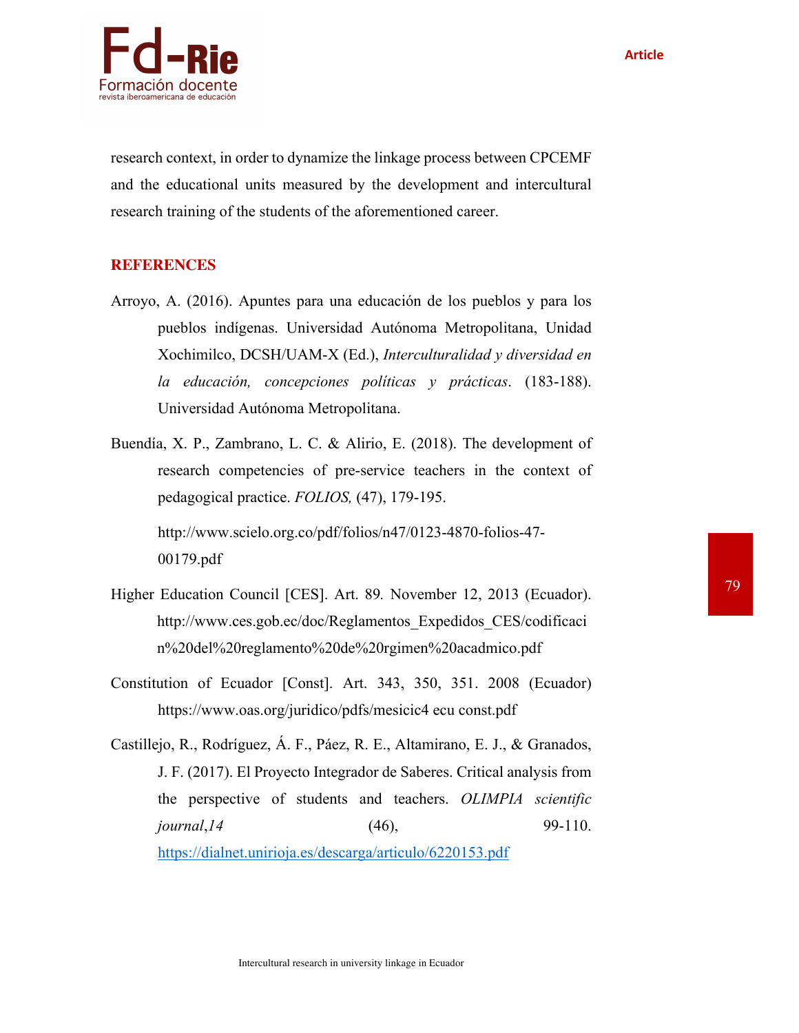research context, in order to dynamize the linkage process between CPCEMF and the educational units measured by the development and intercultural research training of the students of the aforementioned career.

## REFERENCES

Arroyo, A. (2016). Apuntes para una educación de los pueblos y para los pueblos indígenas. Universidad Autónoma Metropolitana, Unidad Xochimilco, DCSH/UAM-X (Ed.), *Interculturalidad y diversidad en la educación, concepciones políticas y prácticas*. (183-188). Universidad Autónoma Metropolitana.

Buendía, X. P., Zambrano, L. C. & Alirio, E. (2018). The development of research competencies of pre-service teachers in the context of pedagogical practice. *FOLIOS,* (47), 179-195.

http://www.scielo.org.co/pdf/folios/n47/0123-4870-folios-47-00179.pdf

Higher Education Council [CES]. Art. 89. November 12, 2013 (Ecuador). http://www.ces.gob.ec/doc/Reglamentos_Expedidos_CES/codificacin%20del%20reglamento%20de%20rgimen%20acadmico.pdf

Constitution of Ecuador [Const]. Art. 343, 350, 351. 2008 (Ecuador) https://www.oas.org/juridico/pdfs/mesicic4 ecu const.pdf

Castillejo, R., Rodríguez, Á. F., Páez, R. E., Altamirano, E. J., & Granados, J. F. (2017). El Proyecto Integrador de Saberes. Critical analysis from the perspective of students and teachers. *OLIMPIA scientific journal*,*14* (46), 99-110. https://dialnet.unirioja.es/descarga/articulo/6220153.pdf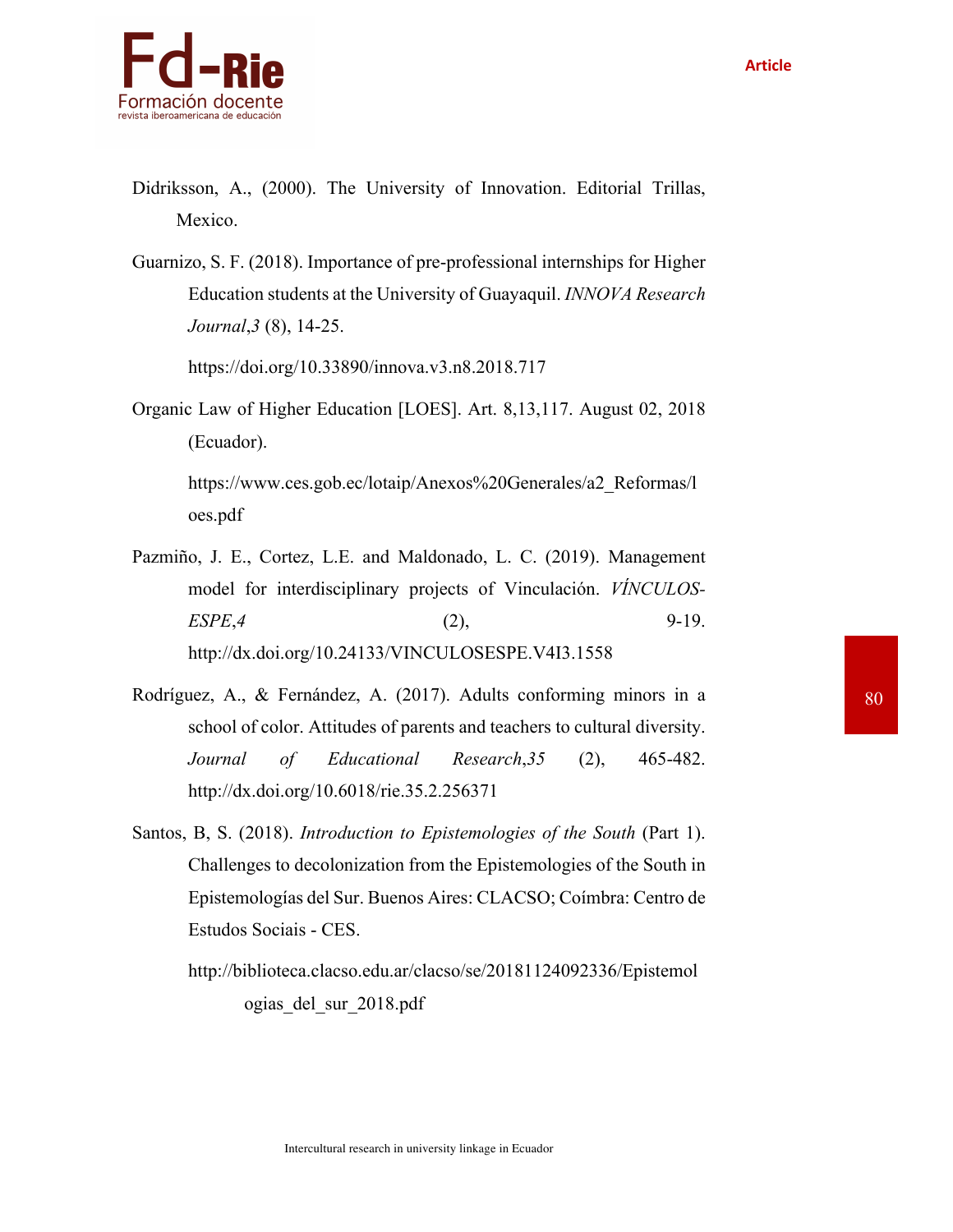Didriksson, A., (2000). The University of Innovation. Editorial Trillas, Mexico.

Guarnizo, S. F. (2018). Importance of pre-professional internships for Higher Education students at the University of Guayaquil. *INNOVA Research Journal*,*3* (8), 14-25.

https://doi.org/10.33890/innova.v3.n8.2018.717

Organic Law of Higher Education [LOES]. Art. 8,13,117. August 02, 2018 (Ecuador).

https://www.ces.gob.ec/lotaip/Anexos%20Generales/a2_Reformas/loes.pdf

Pazmiño, J. E., Cortez, L.E. and Maldonado, L. C. (2019). Management model for interdisciplinary projects of Vinculación. *VÍNCULOS-ESPE*,*4* (2), 9-19. http://dx.doi.org/10.24133/VINCULOSESPE.V4I3.1558

Rodríguez, A., & Fernández, A. (2017). Adults conforming minors in a school of color. Attitudes of parents and teachers to cultural diversity. *Journal of Educational Research*,*35* (2), 465-482. http://dx.doi.org/10.6018/rie.35.2.256371

Santos, B, S. (2018). *Introduction to Epistemologies of the South* (Part 1). Challenges to decolonization from the Epistemologies of the South in Epistemologías del Sur. Buenos Aires: CLACSO; Coímbra: Centro de Estudos Sociais - CES.

http://biblioteca.clacso.edu.ar/clacso/se/20181124092336/Epistemologias_del_sur_2018.pdf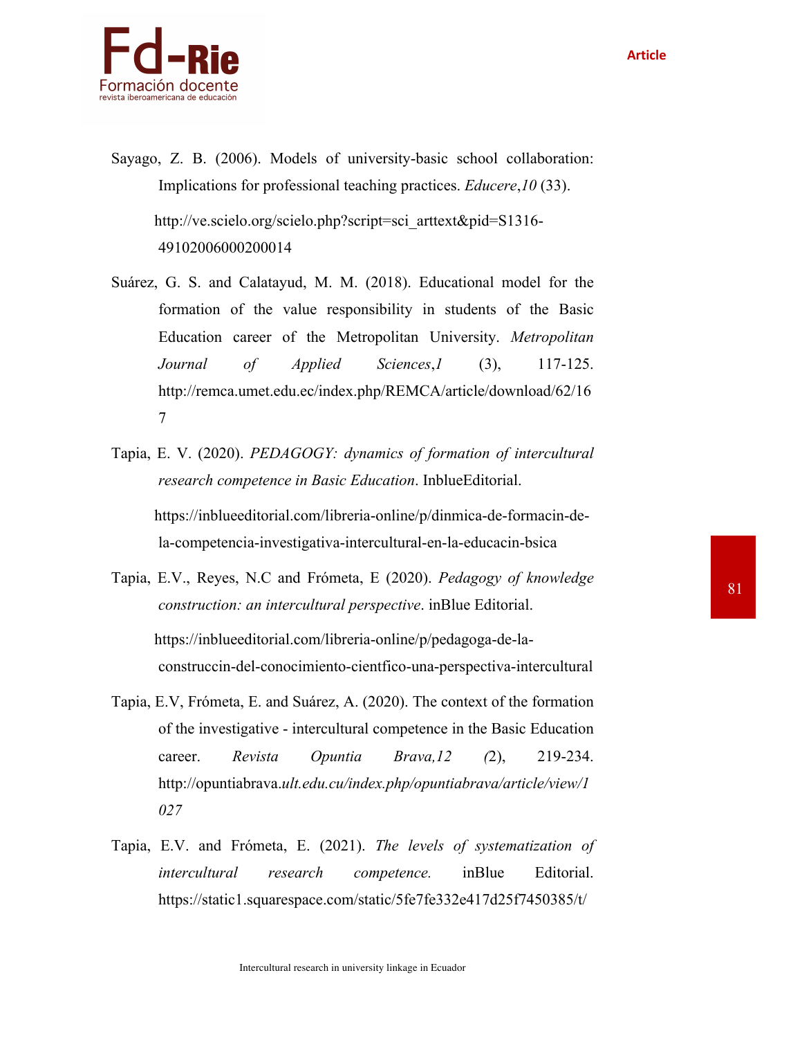Sayago, Z. B. (2006). Models of university-basic school collaboration: Implications for professional teaching practices. *Educere*,*10* (33).

http://ve.scielo.org/scielo.php?script=sci_arttext&pid=S1316-49102006000200014

Suárez, G. S. and Calatayud, M. M. (2018). Educational model for the formation of the value responsibility in students of the Basic Education career of the Metropolitan University. *Metropolitan Journal of Applied Sciences*,*1* (3), 117-125. http://remca.umet.edu.ec/index.php/REMCA/article/download/62/167

Tapia, E. V. (2020). *PEDAGOGY: dynamics of formation of intercultural research competence in Basic Education*. InblueEditorial.

https://inblueeditorial.com/libreria-online/p/dinmica-de-formacin-de-la-competencia-investigativa-intercultural-en-la-educacin-bsica

Tapia, E.V., Reyes, N.C and Frómeta, E (2020). *Pedagogy of knowledge construction: an intercultural perspective*. inBlue Editorial.

https://inblueeditorial.com/libreria-online/p/pedagoga-de-la-construccin-del-conocimiento-cientfico-una-perspectiva-intercultural

Tapia, E.V, Frómeta, E. and Suárez, A. (2020). The context of the formation of the investigative - intercultural competence in the Basic Education career. *Revista Opuntia Brava,12 (*2), 219-234. http://opuntiabrava.*ult.edu.cu/index.php/opuntiabrava/article/view/1027*

Tapia, E.V. and Frómeta, E. (2021). *The levels of systematization of intercultural research competence.* inBlue Editorial. https://static1.squarespace.com/static/5fe7fe332e417d25f7450385/t/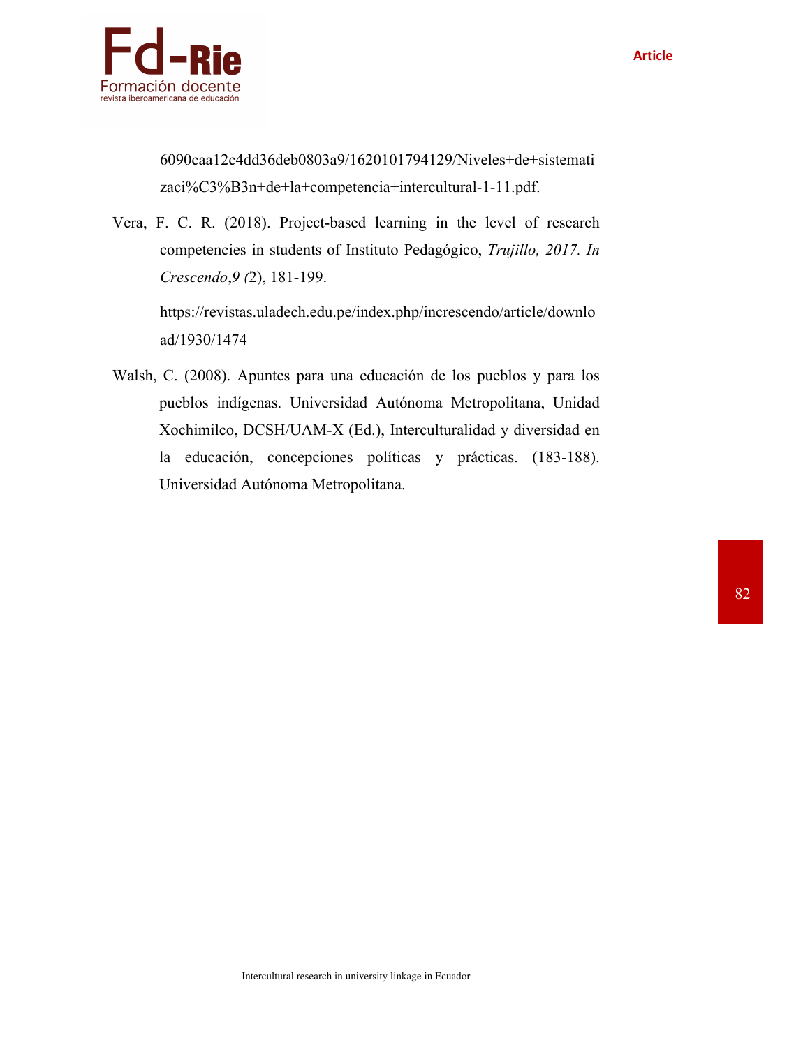6090caa12c4dd36deb0803a9/1620101794129/Niveles+de+sistematizaci%C3%B3n+de+la+competencia+intercultural-1-11.pdf.

Vera, F. C. R. (2018). Project-based learning in the level of research competencies in students of Instituto Pedagógico, *Trujillo, 2017. In Crescendo*,*9 (*2), 181-199.

https://revistas.uladech.edu.pe/index.php/increscendo/article/download/1930/1474

Walsh, C. (2008). Apuntes para una educación de los pueblos y para los pueblos indígenas. Universidad Autónoma Metropolitana, Unidad Xochimilco, DCSH/UAM-X (Ed.), Interculturalidad y diversidad en la educación, concepciones políticas y prácticas. (183-188). Universidad Autónoma Metropolitana.